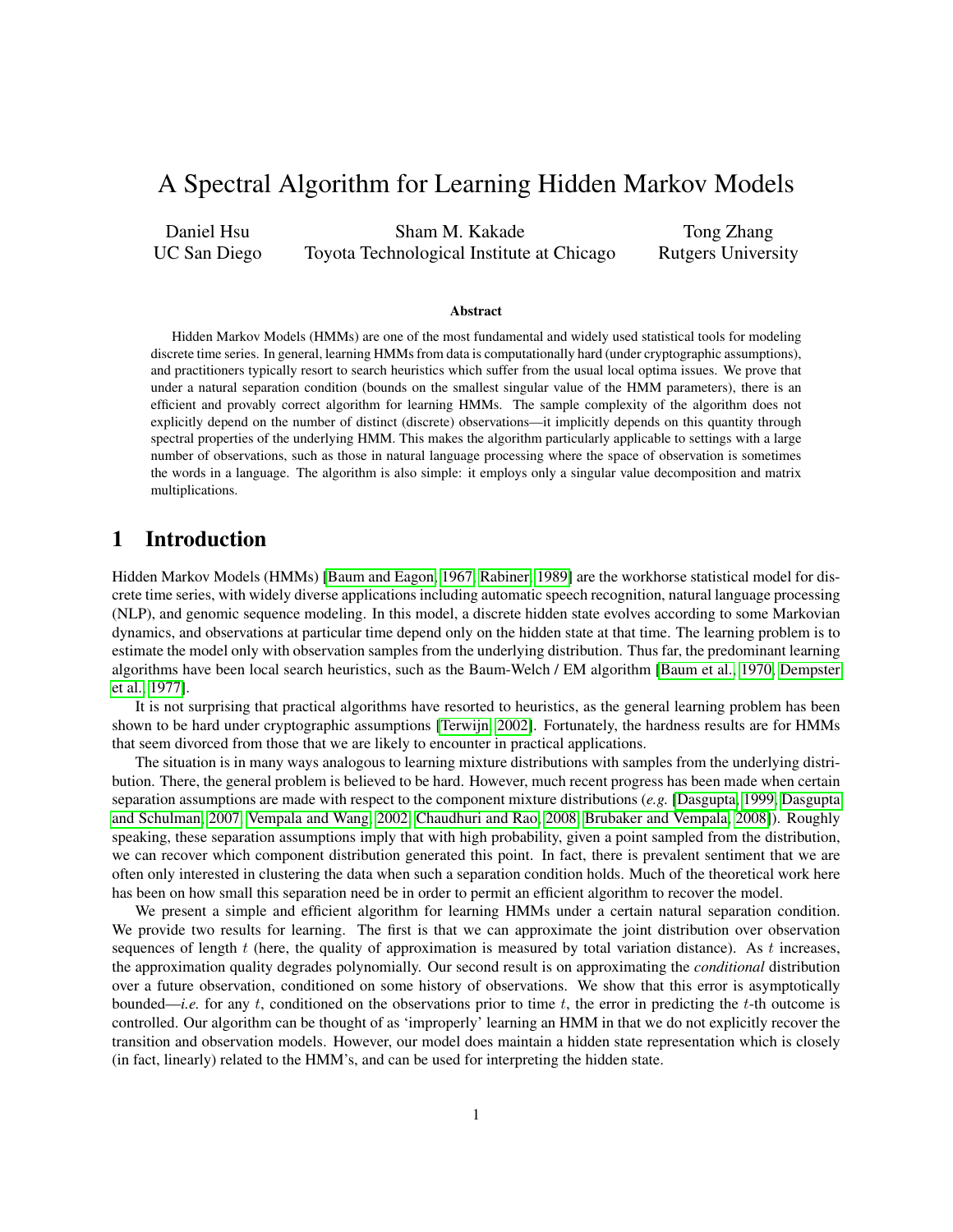# A Spectral Algorithm for Learning Hidden Markov Models

Daniel Hsu
UC San Diego

Sham M. Kakade
Toyota Technological Institute at Chicago

Tong Zhang
Rutgers University

### Abstract

Hidden Markov Models (HMMs) are one of the most fundamental and widely used statistical tools for modeling discrete time series. In general, learning HMMs from data is computationally hard (under cryptographic assumptions), and practitioners typically resort to search heuristics which suffer from the usual local optima issues. We prove that under a natural separation condition (bounds on the smallest singular value of the HMM parameters), there is an efficient and provably correct algorithm for learning HMMs. The sample complexity of the algorithm does not explicitly depend on the number of distinct (discrete) observations—it implicitly depends on this quantity through spectral properties of the underlying HMM. This makes the algorithm particularly applicable to settings with a large number of observations, such as those in natural language processing where the space of observation is sometimes the words in a language. The algorithm is also simple: it employs only a singular value decomposition and matrix multiplications.

## 1 Introduction

Hidden Markov Models (HMMs) [Baum and Eagon, 1967, Rabiner, 1989] are the workhorse statistical model for discrete time series, with widely diverse applications including automatic speech recognition, natural language processing (NLP), and genomic sequence modeling. In this model, a discrete hidden state evolves according to some Markovian dynamics, and observations at particular time depend only on the hidden state at that time. The learning problem is to estimate the model only with observation samples from the underlying distribution. Thus far, the predominant learning algorithms have been local search heuristics, such as the Baum-Welch / EM algorithm [Baum et al., 1970, Dempster et al., 1977].

It is not surprising that practical algorithms have resorted to heuristics, as the general learning problem has been shown to be hard under cryptographic assumptions [Terwijn, 2002]. Fortunately, the hardness results are for HMMs that seem divorced from those that we are likely to encounter in practical applications.

The situation is in many ways analogous to learning mixture distributions with samples from the underlying distribution. There, the general problem is believed to be hard. However, much recent progress has been made when certain separation assumptions are made with respect to the component mixture distributions (*e.g.* [Dasgupta, 1999, Dasgupta and Schulman, 2007, Vempala and Wang, 2002, Chaudhuri and Rao, 2008, Brubaker and Vempala, 2008]). Roughly speaking, these separation assumptions imply that with high probability, given a point sampled from the distribution, we can recover which component distribution generated this point. In fact, there is prevalent sentiment that we are often only interested in clustering the data when such a separation condition holds. Much of the theoretical work here has been on how small this separation need be in order to permit an efficient algorithm to recover the model.

We present a simple and efficient algorithm for learning HMMs under a certain natural separation condition. We provide two results for learning. The first is that we can approximate the joint distribution over observation sequences of length $t$ (here, the quality of approximation is measured by total variation distance). As $t$ increases, the approximation quality degrades polynomially. Our second result is on approximating the *conditional* distribution over a future observation, conditioned on some history of observations. We show that this error is asymptotically bounded—*i.e.* for any $t$, conditioned on the observations prior to time $t$, the error in predicting the $t$-th outcome is controlled. Our algorithm can be thought of as 'improperly' learning an HMM in that we do not explicitly recover the transition and observation models. However, our model does maintain a hidden state representation which is closely (in fact, linearly) related to the HMM's, and can be used for interpreting the hidden state.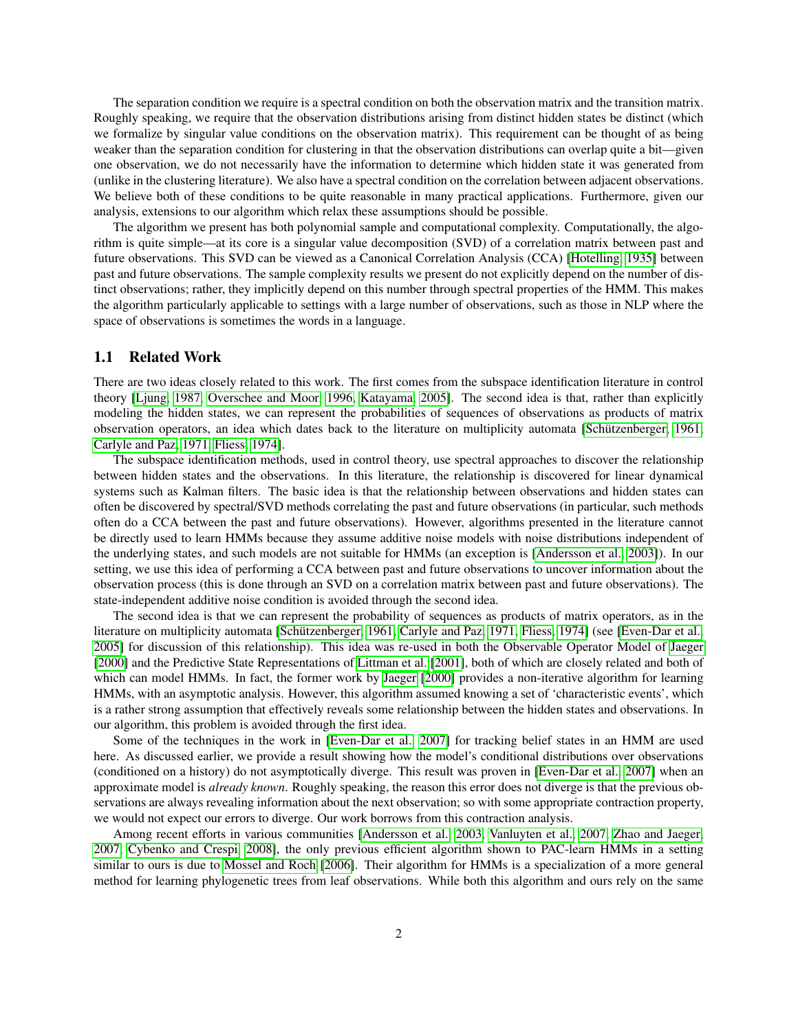The separation condition we require is a spectral condition on both the observation matrix and the transition matrix. Roughly speaking, we require that the observation distributions arising from distinct hidden states be distinct (which we formalize by singular value conditions on the observation matrix). This requirement can be thought of as being weaker than the separation condition for clustering in that the observation distributions can overlap quite a bit—given one observation, we do not necessarily have the information to determine which hidden state it was generated from (unlike in the clustering literature). We also have a spectral condition on the correlation between adjacent observations. We believe both of these conditions to be quite reasonable in many practical applications. Furthermore, given our analysis, extensions to our algorithm which relax these assumptions should be possible.

The algorithm we present has both polynomial sample and computational complexity. Computationally, the algorithm is quite simple—at its core is a singular value decomposition (SVD) of a correlation matrix between past and future observations. This SVD can be viewed as a Canonical Correlation Analysis (CCA) [Hotelling, 1935] between past and future observations. The sample complexity results we present do not explicitly depend on the number of distinct observations; rather, they implicitly depend on this number through spectral properties of the HMM. This makes the algorithm particularly applicable to settings with a large number of observations, such as those in NLP where the space of observations is sometimes the words in a language.

## 1.1 Related Work

There are two ideas closely related to this work. The first comes from the subspace identification literature in control theory [Ljung, 1987, Overschee and Moor, 1996, Katayama, 2005]. The second idea is that, rather than explicitly modeling the hidden states, we can represent the probabilities of sequences of observations as products of matrix observation operators, an idea which dates back to the literature on multiplicity automata [Schützenberger, 1961, Carlyle and Paz, 1971, Fliess, 1974].

The subspace identification methods, used in control theory, use spectral approaches to discover the relationship between hidden states and the observations. In this literature, the relationship is discovered for linear dynamical systems such as Kalman filters. The basic idea is that the relationship between observations and hidden states can often be discovered by spectral/SVD methods correlating the past and future observations (in particular, such methods often do a CCA between the past and future observations). However, algorithms presented in the literature cannot be directly used to learn HMMs because they assume additive noise models with noise distributions independent of the underlying states, and such models are not suitable for HMMs (an exception is [Andersson et al., 2003]). In our setting, we use this idea of performing a CCA between past and future observations to uncover information about the observation process (this is done through an SVD on a correlation matrix between past and future observations). The state-independent additive noise condition is avoided through the second idea.

The second idea is that we can represent the probability of sequences as products of matrix operators, as in the literature on multiplicity automata [Schützenberger, 1961, Carlyle and Paz, 1971, Fliess, 1974] (see [Even-Dar et al., 2005] for discussion of this relationship). This idea was re-used in both the Observable Operator Model of Jaeger [2000] and the Predictive State Representations of Littman et al. [2001], both of which are closely related and both of which can model HMMs. In fact, the former work by Jaeger [2000] provides a non-iterative algorithm for learning HMMs, with an asymptotic analysis. However, this algorithm assumed knowing a set of 'characteristic events', which is a rather strong assumption that effectively reveals some relationship between the hidden states and observations. In our algorithm, this problem is avoided through the first idea.

Some of the techniques in the work in [Even-Dar et al., 2007] for tracking belief states in an HMM are used here. As discussed earlier, we provide a result showing how the model's conditional distributions over observations (conditioned on a history) do not asymptotically diverge. This result was proven in [Even-Dar et al., 2007] when an approximate model is *already known*. Roughly speaking, the reason this error does not diverge is that the previous observations are always revealing information about the next observation; so with some appropriate contraction property, we would not expect our errors to diverge. Our work borrows from this contraction analysis.

Among recent efforts in various communities [Andersson et al., 2003, Vanluyten et al., 2007, Zhao and Jaeger, 2007, Cybenko and Crespi, 2008], the only previous efficient algorithm shown to PAC-learn HMMs in a setting similar to ours is due to Mossel and Roch [2006]. Their algorithm for HMMs is a specialization of a more general method for learning phylogenetic trees from leaf observations. While both this algorithm and ours rely on the same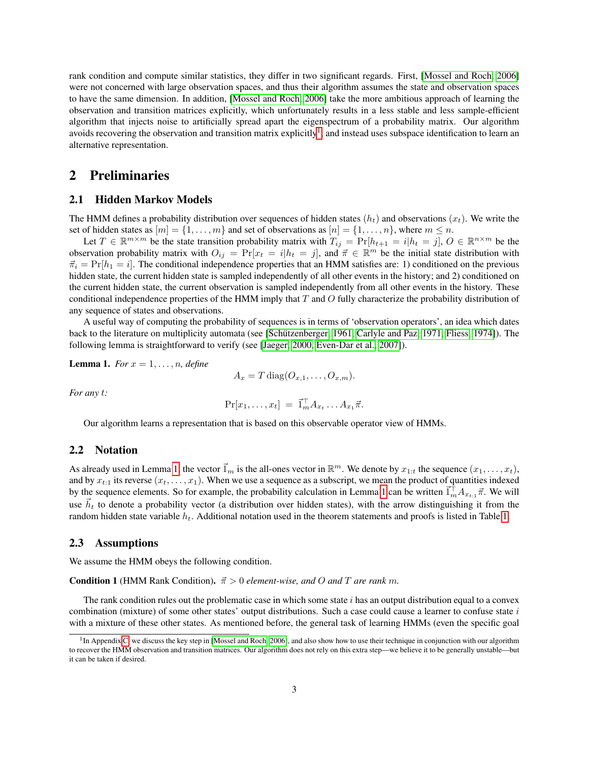rank condition and compute similar statistics, they differ in two significant regards. First, [Mossel and Roch, 2006] were not concerned with large observation spaces, and thus their algorithm assumes the state and observation spaces to have the same dimension. In addition, [Mossel and Roch, 2006] take the more ambitious approach of learning the observation and transition matrices explicitly, which unfortunately results in a less stable and less sample-efficient algorithm that injects noise to artificially spread apart the eigenspectrum of a probability matrix. Our algorithm avoids recovering the observation and transition matrix explicitly[1], and instead uses subspace identification to learn an alternative representation.

## 2 Preliminaries

### 2.1 Hidden Markov Models

The HMM defines a probability distribution over sequences of hidden states ($h_t$) and observations ($x_t$). We write the set of hidden states as $[m] = \{1, \ldots, m\}$ and set of observations as $[n] = \{1, \ldots, n\}$, where $m \leq n$.

Let $T \in \mathbb{R}^{m \times m}$ be the state transition probability matrix with $T_{ij} = \Pr[h_{t+1} = i | h_t = j]$, $O \in \mathbb{R}^{n \times m}$ be the observation probability matrix with $O_{ij} = \Pr[x_t = i | h_t = j]$, and $\vec{\pi} \in \mathbb{R}^m$ be the initial state distribution with $\vec{\pi}_i = \Pr[h_1 = i]$. The conditional independence properties that an HMM satisfies are: 1) conditioned on the previous hidden state, the current hidden state is sampled independently of all other events in the history; and 2) conditioned on the current hidden state, the current observation is sampled independently from all other events in the history. These conditional independence properties of the HMM imply that $T$ and $O$ fully characterize the probability distribution of any sequence of states and observations.

A useful way of computing the probability of sequences is in terms of 'observation operators', an idea which dates back to the literature on multiplicity automata (see [Schützenberger, 1961, Carlyle and Paz, 1971, Fliess, 1974]). The following lemma is straightforward to verify (see [Jaeger, 2000, Even-Dar et al., 2007]).

**Lemma 1.** *For $x = 1, \ldots, n$, define*

$$A_x = T \operatorname{diag}(O_{x,1}, \ldots, O_{x,m}).$$

*For any $t$:*

$$\Pr[x_1, \ldots, x_t] = \vec{1}_m^\top A_{x_t} \ldots A_{x_1} \vec{\pi}.$$

Our algorithm learns a representation that is based on this observable operator view of HMMs.

### 2.2 Notation

As already used in Lemma 1, the vector $\vec{1}_m$ is the all-ones vector in $\mathbb{R}^m$. We denote by $x_{1:t}$ the sequence $(x_1, \ldots, x_t)$, and by $x_{t:1}$ its reverse $(x_t, \ldots, x_1)$. When we use a sequence as a subscript, we mean the product of quantities indexed by the sequence elements. So for example, the probability calculation in Lemma 1 can be written $\vec{1}_m^\top A_{x_{t:1}} \vec{\pi}$. We will use $\vec{h}_t$ to denote a probability vector (a distribution over hidden states), with the arrow distinguishing it from the random hidden state variable $h_t$. Additional notation used in the theorem statements and proofs is listed in Table 1.

### 2.3 Assumptions

We assume the HMM obeys the following condition.

**Condition 1** (HMM Rank Condition). *$\vec{\pi} > 0$ element-wise, and $O$ and $T$ are rank $m$.*

The rank condition rules out the problematic case in which some state $i$ has an output distribution equal to a convex combination (mixture) of some other states' output distributions. Such a case could cause a learner to confuse state $i$ with a mixture of these other states. As mentioned before, the general task of learning HMMs (even the specific goal

[1] In Appendix C, we discuss the key step in [Mossel and Roch, 2006], and also show how to use their technique in conjunction with our algorithm to recover the HMM observation and transition matrices. Our algorithm does not rely on this extra step—we believe it to be generally unstable—but it can be taken if desired.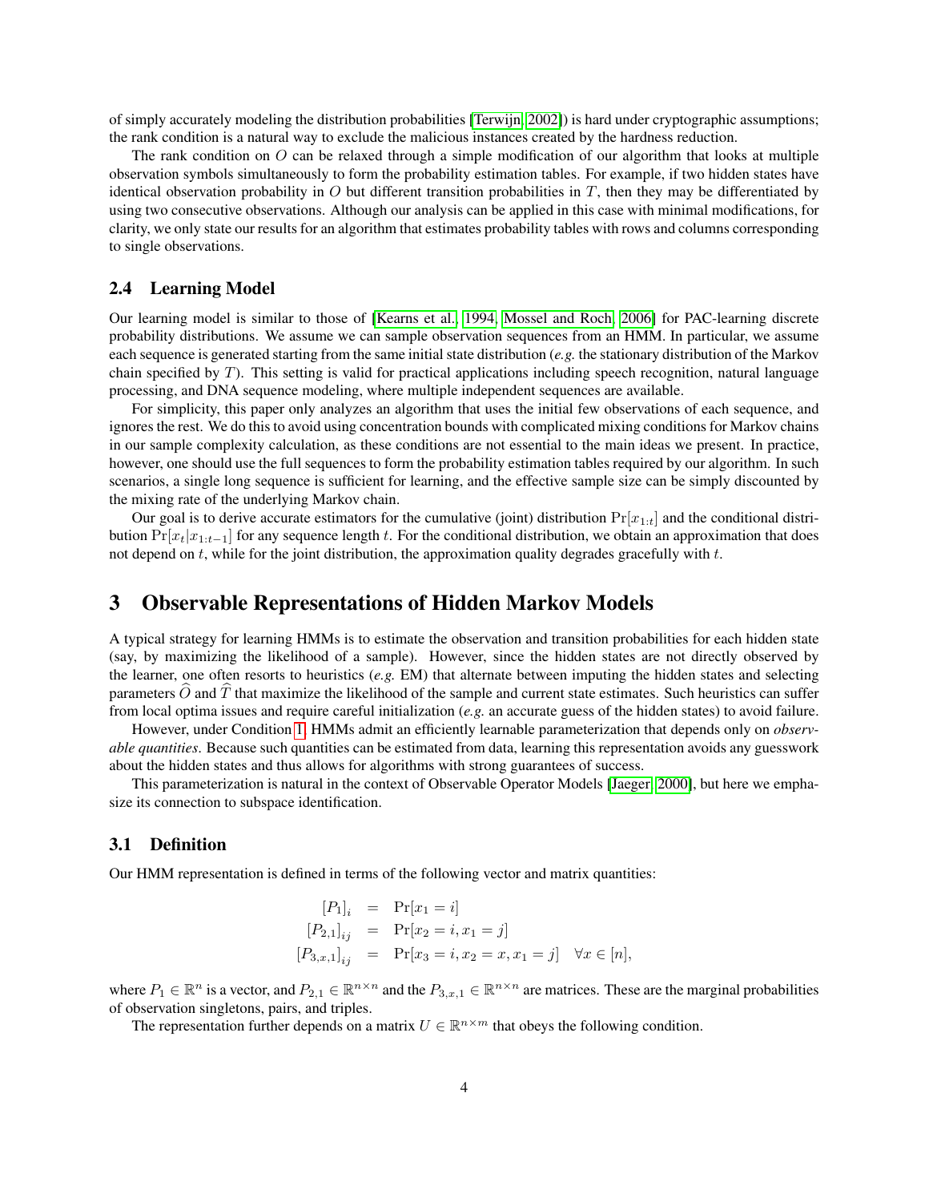of simply accurately modeling the distribution probabilities [Terwijn, 2002]) is hard under cryptographic assumptions; the rank condition is a natural way to exclude the malicious instances created by the hardness reduction.

The rank condition on $O$ can be relaxed through a simple modification of our algorithm that looks at multiple observation symbols simultaneously to form the probability estimation tables. For example, if two hidden states have identical observation probability in $O$ but different transition probabilities in $T$, then they may be differentiated by using two consecutive observations. Although our analysis can be applied in this case with minimal modifications, for clarity, we only state our results for an algorithm that estimates probability tables with rows and columns corresponding to single observations.

### 2.4 Learning Model

Our learning model is similar to those of [Kearns et al., 1994, Mossel and Roch, 2006] for PAC-learning discrete probability distributions. We assume we can sample observation sequences from an HMM. In particular, we assume each sequence is generated starting from the same initial state distribution (*e.g.* the stationary distribution of the Markov chain specified by $T$). This setting is valid for practical applications including speech recognition, natural language processing, and DNA sequence modeling, where multiple independent sequences are available.

For simplicity, this paper only analyzes an algorithm that uses the initial few observations of each sequence, and ignores the rest. We do this to avoid using concentration bounds with complicated mixing conditions for Markov chains in our sample complexity calculation, as these conditions are not essential to the main ideas we present. In practice, however, one should use the full sequences to form the probability estimation tables required by our algorithm. In such scenarios, a single long sequence is sufficient for learning, and the effective sample size can be simply discounted by the mixing rate of the underlying Markov chain.

Our goal is to derive accurate estimators for the cumulative (joint) distribution $\Pr[x_{1:t}]$ and the conditional distribution $\Pr[x_t | x_{1:t-1}]$ for any sequence length $t$. For the conditional distribution, we obtain an approximation that does not depend on $t$, while for the joint distribution, the approximation quality degrades gracefully with $t$.

## 3 Observable Representations of Hidden Markov Models

A typical strategy for learning HMMs is to estimate the observation and transition probabilities for each hidden state (say, by maximizing the likelihood of a sample). However, since the hidden states are not directly observed by the learner, one often resorts to heuristics (*e.g.* EM) that alternate between imputing the hidden states and selecting parameters $\widehat{O}$ and $\widehat{T}$ that maximize the likelihood of the sample and current state estimates. Such heuristics can suffer from local optima issues and require careful initialization (*e.g.* an accurate guess of the hidden states) to avoid failure.

However, under Condition 1, HMMs admit an efficiently learnable parameterization that depends only on *observable quantities*. Because such quantities can be estimated from data, learning this representation avoids any guesswork about the hidden states and thus allows for algorithms with strong guarantees of success.

This parameterization is natural in the context of Observable Operator Models [Jaeger, 2000], but here we emphasize its connection to subspace identification.

### 3.1 Definition

Our HMM representation is defined in terms of the following vector and matrix quantities:

$$
\begin{aligned}
[P_1]_i &= \Pr[x_1 = i] \\
[P_{2,1}]_{ij} &= \Pr[x_2 = i, x_1 = j] \\
[P_{3,x,1}]_{ij} &= \Pr[x_3 = i, x_2 = x, x_1 = j] \quad \forall x \in [n],
\end{aligned}
$$

where $P_1 \in \mathbb{R}^n$ is a vector, and $P_{2,1} \in \mathbb{R}^{n \times n}$ and the $P_{3,x,1} \in \mathbb{R}^{n \times n}$ are matrices. These are the marginal probabilities of observation singletons, pairs, and triples.

The representation further depends on a matrix $U \in \mathbb{R}^{n \times m}$ that obeys the following condition.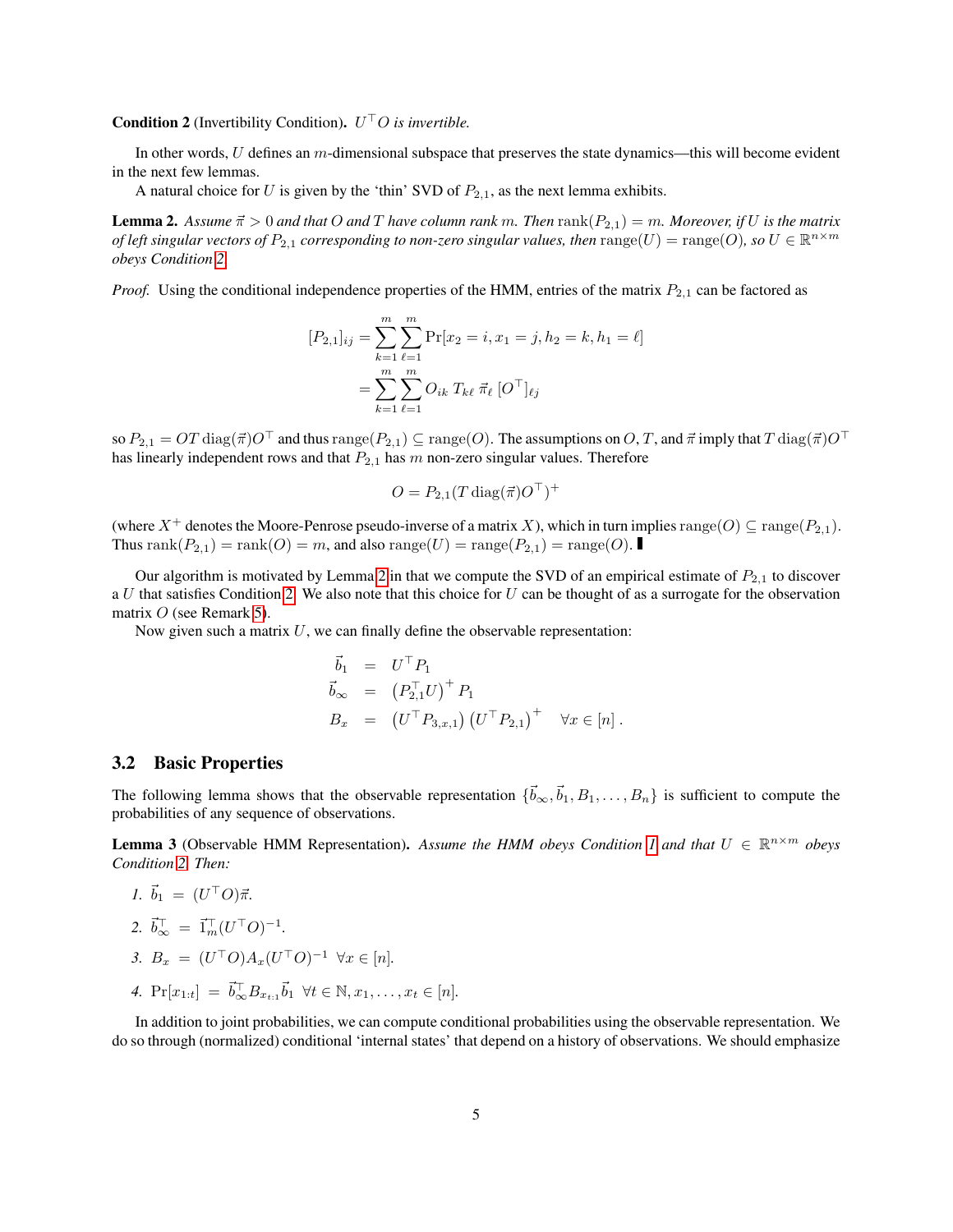**Condition 2** (Invertibility Condition)**.** *$U^\top O$ is invertible.*

In other words, $U$ defines an $m$-dimensional subspace that preserves the state dynamics—this will become evident in the next few lemmas.

A natural choice for $U$ is given by the 'thin' SVD of $P_{2,1}$, as the next lemma exhibits.

**Lemma 2.** *Assume $\vec{\pi} > 0$ and that $O$ and $T$ have column rank $m$. Then $\operatorname{rank}(P_{2,1}) = m$. Moreover, if $U$ is the matrix of left singular vectors of $P_{2,1}$ corresponding to non-zero singular values, then $\operatorname{range}(U) = \operatorname{range}(O)$, so $U \in \mathbb{R}^{n \times m}$ obeys Condition 2.*

*Proof.* Using the conditional independence properties of the HMM, entries of the matrix $P_{2,1}$ can be factored as

$$
\begin{aligned}
[P_{2,1}]_{ij} &= \sum_{k=1}^{m} \sum_{\ell=1}^{m} \Pr[x_2 = i, x_1 = j, h_2 = k, h_1 = \ell] \\
&= \sum_{k=1}^{m} \sum_{\ell=1}^{m} O_{ik} \, T_{k\ell} \, \vec{\pi}_\ell \, [O^\top]_{\ell j}
\end{aligned}
$$

so $P_{2,1} = OT \operatorname{diag}(\vec{\pi}) O^\top$ and thus $\operatorname{range}(P_{2,1}) \subseteq \operatorname{range}(O)$. The assumptions on $O$, $T$, and $\vec{\pi}$ imply that $T \operatorname{diag}(\vec{\pi}) O^\top$ has linearly independent rows and that $P_{2,1}$ has $m$ non-zero singular values. Therefore

$$
O = P_{2,1} (T \operatorname{diag}(\vec{\pi}) O^\top)^+
$$

(where $X^+$ denotes the Moore-Penrose pseudo-inverse of a matrix $X$), which in turn implies $\operatorname{range}(O) \subseteq \operatorname{range}(P_{2,1})$. Thus $\operatorname{rank}(P_{2,1}) = \operatorname{rank}(O) = m$, and also $\operatorname{range}(U) = \operatorname{range}(P_{2,1}) = \operatorname{range}(O)$. ∎

Our algorithm is motivated by Lemma 2 in that we compute the SVD of an empirical estimate of $P_{2,1}$ to discover a $U$ that satisfies Condition 2. We also note that this choice for $U$ can be thought of as a surrogate for the observation matrix $O$ (see Remark 5).

Now given such a matrix $U$, we can finally define the observable representation:

$$
\begin{aligned}
\vec{b}_1 &= U^\top P_1 \\
\vec{b}_\infty &= \left(P_{2,1}^\top U\right)^+ P_1 \\
B_x &= \left(U^\top P_{3,x,1}\right) \left(U^\top P_{2,1}\right)^+ \quad \forall x \in [n] \, .
\end{aligned}
$$

## 3.2 Basic Properties

The following lemma shows that the observable representation $\{\vec{b}_\infty, \vec{b}_1, B_1, \ldots, B_n\}$ is sufficient to compute the probabilities of any sequence of observations.

**Lemma 3** (Observable HMM Representation)**.** *Assume the HMM obeys Condition 1 and that $U \in \mathbb{R}^{n \times m}$ obeys Condition 2. Then:*

1. $\vec{b}_1 = (U^\top O) \vec{\pi}$.
2. $\vec{b}_\infty^\top = \vec{1}_m^\top (U^\top O)^{-1}$.
3. $B_x = (U^\top O) A_x (U^\top O)^{-1} \;\; \forall x \in [n]$.
4. $\Pr[x_{1:t}] = \vec{b}_\infty^\top B_{x_{t:1}} \vec{b}_1 \;\; \forall t \in \mathbb{N}, x_1, \ldots, x_t \in [n]$.

In addition to joint probabilities, we can compute conditional probabilities using the observable representation. We do so through (normalized) conditional 'internal states' that depend on a history of observations. We should emphasize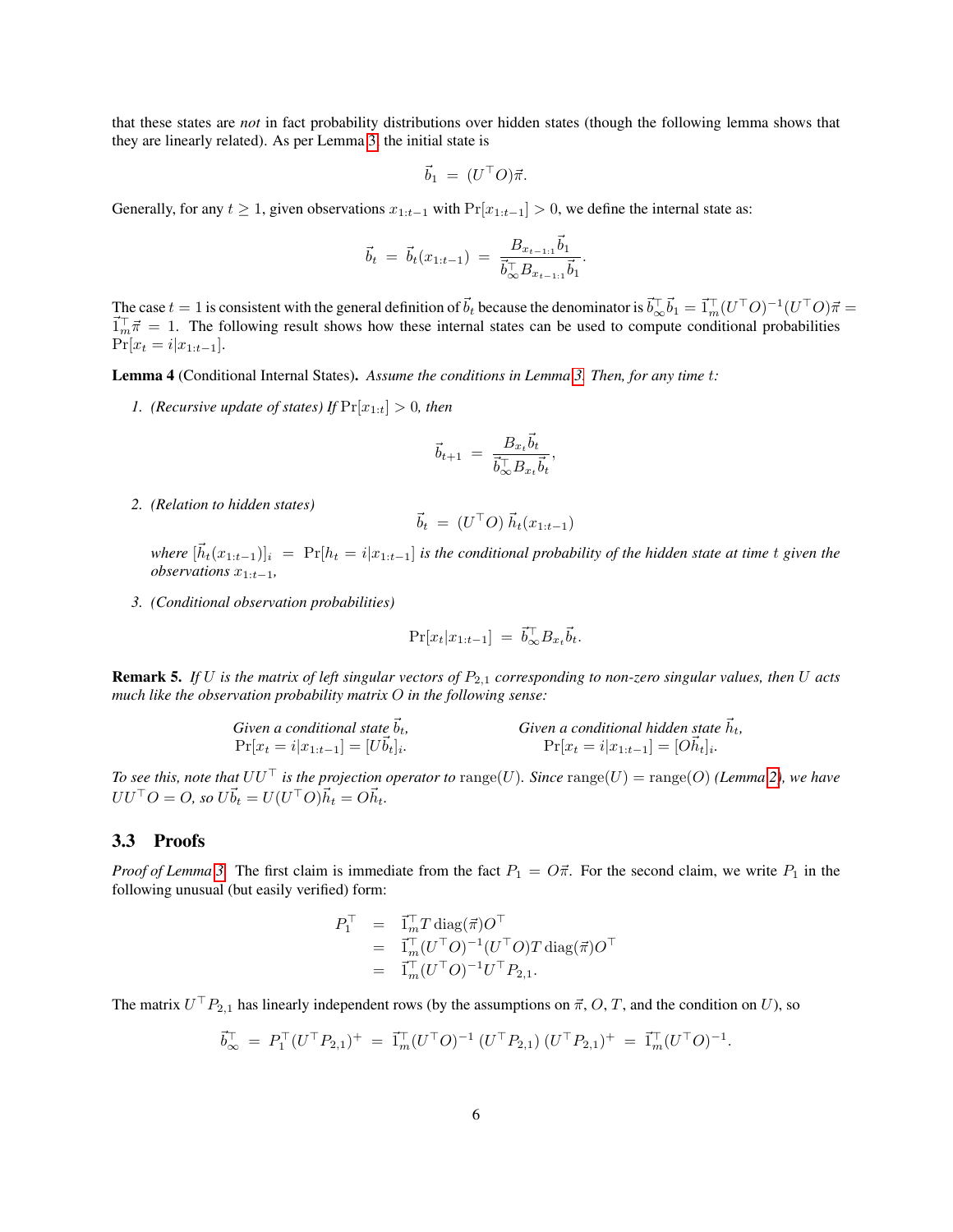that these states are *not* in fact probability distributions over hidden states (though the following lemma shows that they are linearly related). As per Lemma 3, the initial state is

$$\vec{b}_1 \;=\; (U^\top O)\vec{\pi}.$$

Generally, for any $t \geq 1$, given observations $x_{1:t-1}$ with $\Pr[x_{1:t-1}] > 0$, we define the internal state as:

$$\vec{b}_t \;=\; \vec{b}_t(x_{1:t-1}) \;=\; \frac{B_{x_{t-1:1}}\vec{b}_1}{\vec{b}_\infty^\top B_{x_{t-1:1}}\vec{b}_1}.$$

The case $t = 1$ is consistent with the general definition of $\vec{b}_t$ because the denominator is $\vec{b}_\infty^\top \vec{b}_1 = \vec{1}_m^\top (U^\top O)^{-1}(U^\top O)\vec{\pi} = \vec{1}_m^\top \vec{\pi} = 1$. The following result shows how these internal states can be used to compute conditional probabilities $\Pr[x_t = i | x_{1:t-1}]$.

**Lemma 4** (Conditional Internal States)**.** *Assume the conditions in Lemma 3. Then, for any time $t$:*

1. *(Recursive update of states) If $\Pr[x_{1:t}] > 0$, then*

$$\vec{b}_{t+1} \;=\; \frac{B_{x_t}\vec{b}_t}{\vec{b}_\infty^\top B_{x_t}\vec{b}_t},$$

2. *(Relation to hidden states)*

$$\vec{b}_t \;=\; (U^\top O)\, \vec{h}_t(x_{1:t-1})$$

   *where $[\vec{h}_t(x_{1:t-1})]_i \;=\; \Pr[h_t = i | x_{1:t-1}]$ is the conditional probability of the hidden state at time $t$ given the observations $x_{1:t-1}$,*

3. *(Conditional observation probabilities)*

$$\Pr[x_t | x_{1:t-1}] \;=\; \vec{b}_\infty^\top B_{x_t}\vec{b}_t.$$

**Remark 5.** *If $U$ is the matrix of left singular vectors of $P_{2,1}$ corresponding to non-zero singular values, then $U$ acts much like the observation probability matrix $O$ in the following sense:*

| *Given a conditional state $\vec{b}_t$,* | *Given a conditional hidden state $\vec{h}_t$,* |
|---|---|
| $\Pr[x_t = i \mid x_{1:t-1}] = [U\vec{b}_t]_i$. | $\Pr[x_t = i \mid x_{1:t-1}] = [O\vec{h}_t]_i$. |

*To see this, note that $UU^\top$ is the projection operator to $\operatorname{range}(U)$. Since $\operatorname{range}(U) = \operatorname{range}(O)$ (Lemma 2), we have $UU^\top O = O$, so $U\vec{b}_t = U(U^\top O)\vec{h}_t = O\vec{h}_t$.*

### 3.3 Proofs

*Proof of Lemma 3.* The first claim is immediate from the fact $P_1 = O\vec{\pi}$. For the second claim, we write $P_1$ in the following unusual (but easily verified) form:

$$\begin{aligned}
P_1^\top &= \vec{1}_m^\top T \operatorname{diag}(\vec{\pi}) O^\top \\
&= \vec{1}_m^\top (U^\top O)^{-1}(U^\top O) T \operatorname{diag}(\vec{\pi}) O^\top \\
&= \vec{1}_m^\top (U^\top O)^{-1} U^\top P_{2,1}.
\end{aligned}$$

The matrix $U^\top P_{2,1}$ has linearly independent rows (by the assumptions on $\vec{\pi}$, $O$, $T$, and the condition on $U$), so

$$\vec{b}_\infty^\top \;=\; P_1^\top (U^\top P_{2,1})^+ \;=\; \vec{1}_m^\top (U^\top O)^{-1}\,(U^\top P_{2,1})\,(U^\top P_{2,1})^+ \;=\; \vec{1}_m^\top (U^\top O)^{-1}.$$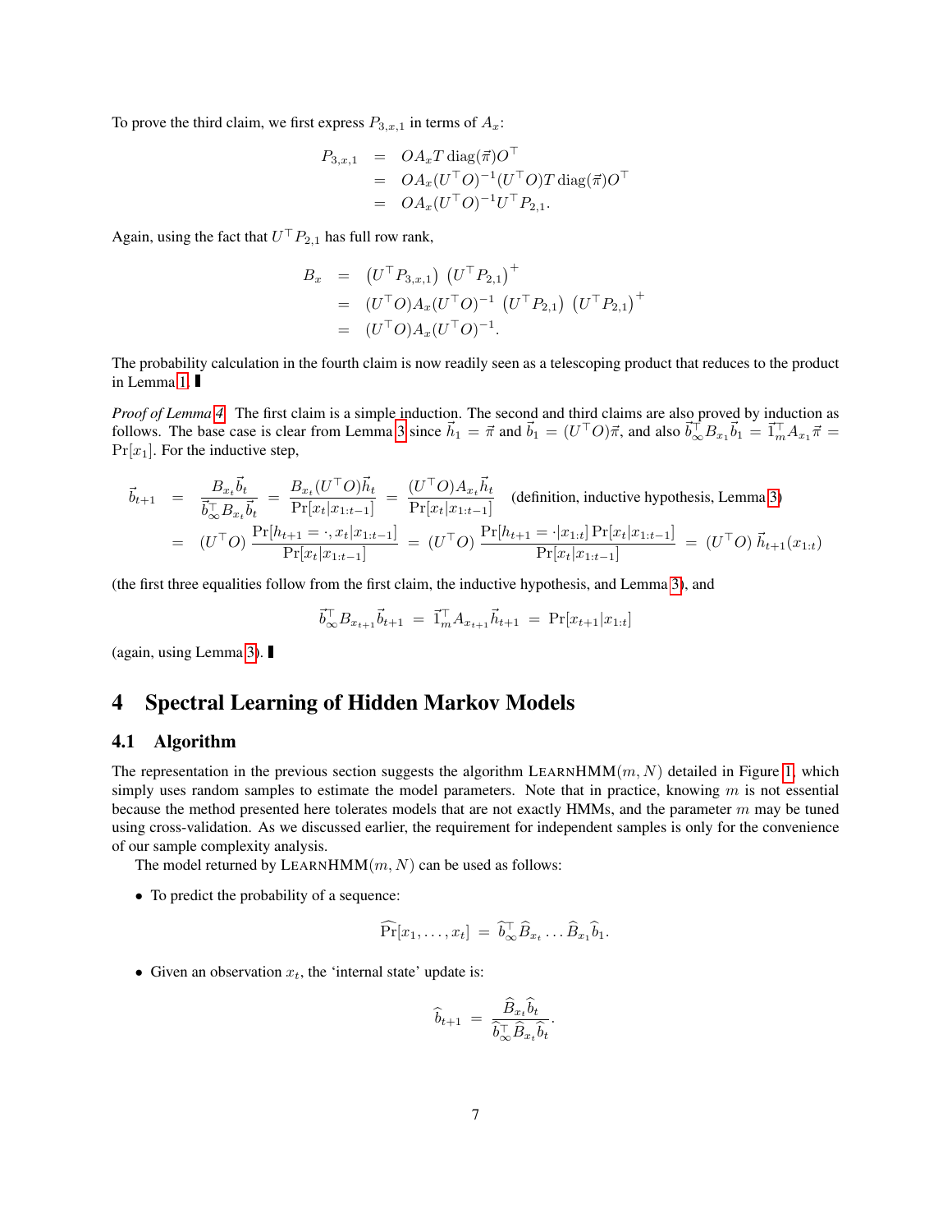To prove the third claim, we first express $P_{3,x,1}$ in terms of $A_x$:

$$
\begin{aligned}
P_{3,x,1} &= OA_x T \operatorname{diag}(\vec{\pi}) O^\top \\
&= OA_x (U^\top O)^{-1} (U^\top O) T \operatorname{diag}(\vec{\pi}) O^\top \\
&= OA_x (U^\top O)^{-1} U^\top P_{2,1}.
\end{aligned}
$$

Again, using the fact that $U^\top P_{2,1}$ has full row rank,

$$
\begin{aligned}
B_x &= \left(U^\top P_{3,x,1}\right) \left(U^\top P_{2,1}\right)^+ \\
&= (U^\top O) A_x (U^\top O)^{-1} \left(U^\top P_{2,1}\right) \left(U^\top P_{2,1}\right)^+ \\
&= (U^\top O) A_x (U^\top O)^{-1}.
\end{aligned}
$$

The probability calculation in the fourth claim is now readily seen as a telescoping product that reduces to the product in Lemma 1. ∎

*Proof of Lemma 4.* The first claim is a simple induction. The second and third claims are also proved by induction as follows. The base case is clear from Lemma 3 since $\vec{h}_1 = \vec{\pi}$ and $\vec{b}_1 = (U^\top O)\vec{\pi}$, and also $\vec{b}_\infty^\top B_{x_1} \vec{b}_1 = \vec{1}_m^\top A_{x_1} \vec{\pi} = \Pr[x_1]$. For the inductive step,

$$
\begin{aligned}
\vec{b}_{t+1} &= \frac{B_{x_t} \vec{b}_t}{\vec{b}_\infty^\top B_{x_t} \vec{b}_t} = \frac{B_{x_t} (U^\top O) \vec{h}_t}{\Pr[x_t | x_{1:t-1}]} = \frac{(U^\top O) A_{x_t} \vec{h}_t}{\Pr[x_t | x_{1:t-1}]} \quad \text{(definition, inductive hypothesis, Lemma 3)} \\
&= (U^\top O) \frac{\Pr[h_{t+1} = \cdot, x_t | x_{1:t-1}]}{\Pr[x_t | x_{1:t-1}]} = (U^\top O) \frac{\Pr[h_{t+1} = \cdot | x_{1:t}] \Pr[x_t | x_{1:t-1}]}{\Pr[x_t | x_{1:t-1}]} = (U^\top O)\, \vec{h}_{t+1}(x_{1:t})
\end{aligned}
$$

(the first three equalities follow from the first claim, the inductive hypothesis, and Lemma 3), and

$$
\vec{b}_\infty^\top B_{x_{t+1}} \vec{b}_{t+1} = \vec{1}_m^\top A_{x_{t+1}} \vec{h}_{t+1} = \Pr[x_{t+1} | x_{1:t}]
$$

(again, using Lemma 3). ∎

# 4 Spectral Learning of Hidden Markov Models

## 4.1 Algorithm

The representation in the previous section suggests the algorithm LEARNHMM$(m, N)$ detailed in Figure 1, which simply uses random samples to estimate the model parameters. Note that in practice, knowing $m$ is not essential because the method presented here tolerates models that are not exactly HMMs, and the parameter $m$ may be tuned using cross-validation. As we discussed earlier, the requirement for independent samples is only for the convenience of our sample complexity analysis.

The model returned by LEARNHMM$(m, N)$ can be used as follows:

- To predict the probability of a sequence:

$$
\widehat{\Pr}[x_1, \ldots, x_t] = \widehat{b}_\infty^\top \widehat{B}_{x_t} \ldots \widehat{B}_{x_1} \widehat{b}_1.
$$

- Given an observation $x_t$, the 'internal state' update is:

$$
\widehat{b}_{t+1} = \frac{\widehat{B}_{x_t} \widehat{b}_t}{\widehat{b}_\infty^\top \widehat{B}_{x_t} \widehat{b}_t}.
$$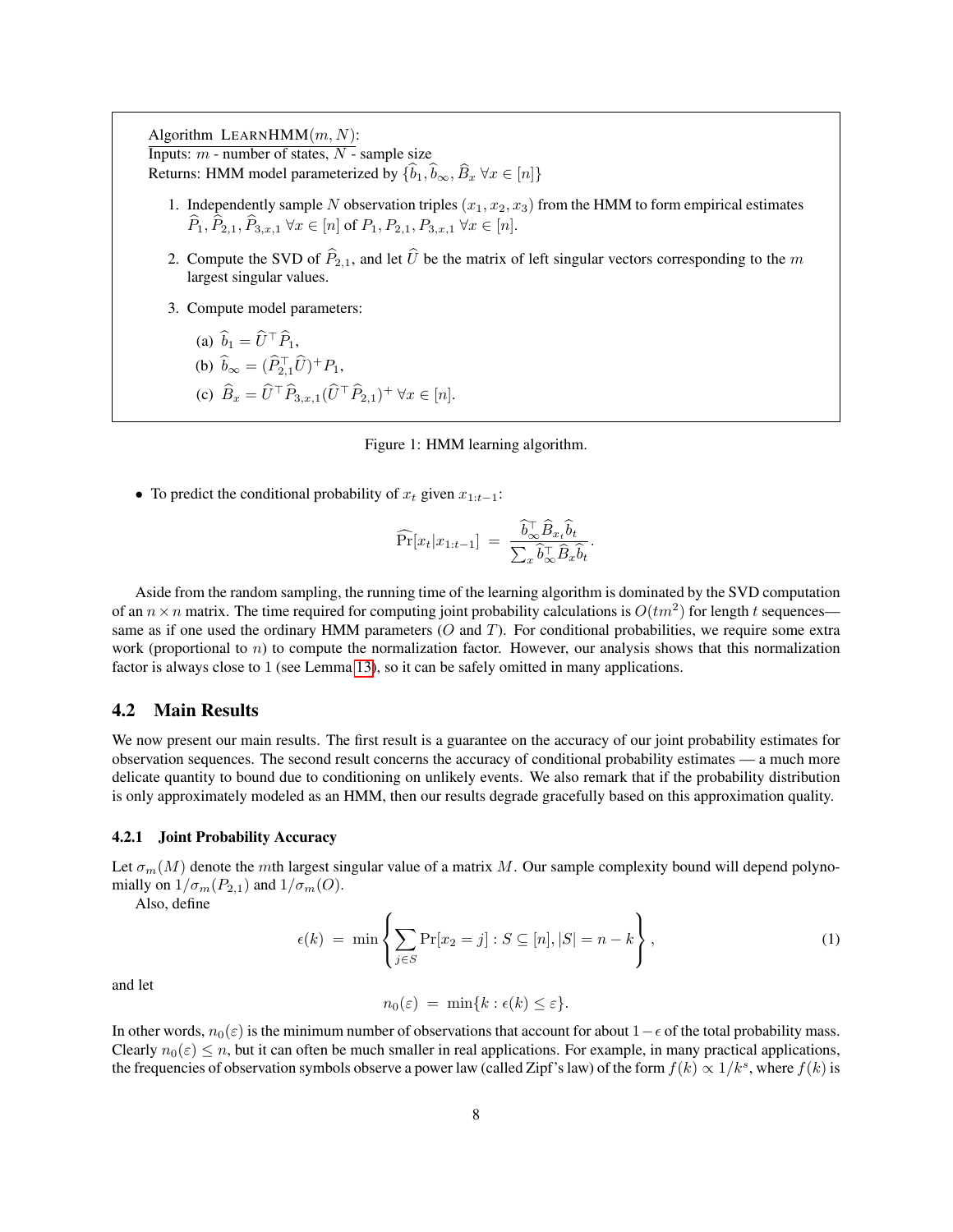Algorithm LEARNHMM($m, N$):
Inputs: $m$ - number of states, $N$ - sample size
Returns: HMM model parameterized by $\{\widehat{b}_1, \widehat{b}_\infty, \widehat{B}_x \ \forall x \in [n]\}$

1. Independently sample $N$ observation triples $(x_1, x_2, x_3)$ from the HMM to form empirical estimates $\widehat{P}_1, \widehat{P}_{2,1}, \widehat{P}_{3,x,1} \ \forall x \in [n]$ of $P_1, P_{2,1}, P_{3,x,1} \ \forall x \in [n]$.
2. Compute the SVD of $\widehat{P}_{2,1}$, and let $\widehat{U}$ be the matrix of left singular vectors corresponding to the $m$ largest singular values.
3. Compute model parameters:
   (a) $\widehat{b}_1 = \widehat{U}^\top \widehat{P}_1$,
   (b) $\widehat{b}_\infty = (\widehat{P}_{2,1}^\top \widehat{U})^+ P_1$,
   (c) $\widehat{B}_x = \widehat{U}^\top \widehat{P}_{3,x,1} (\widehat{U}^\top \widehat{P}_{2,1})^+ \ \forall x \in [n]$.

Figure 1: HMM learning algorithm.

- To predict the conditional probability of $x_t$ given $x_{1:t-1}$:

$$\widehat{\Pr}[x_t | x_{1:t-1}] = \frac{\widehat{b}_\infty^\top \widehat{B}_{x_t} \widehat{b}_t}{\sum_x \widehat{b}_\infty^\top \widehat{B}_x \widehat{b}_t}.$$

Aside from the random sampling, the running time of the learning algorithm is dominated by the SVD computation of an $n \times n$ matrix. The time required for computing joint probability calculations is $O(tm^2)$ for length $t$ sequences—same as if one used the ordinary HMM parameters ($O$ and $T$). For conditional probabilities, we require some extra work (proportional to $n$) to compute the normalization factor. However, our analysis shows that this normalization factor is always close to 1 (see Lemma 13), so it can be safely omitted in many applications.

## 4.2 Main Results

We now present our main results. The first result is a guarantee on the accuracy of our joint probability estimates for observation sequences. The second result concerns the accuracy of conditional probability estimates — a much more delicate quantity to bound due to conditioning on unlikely events. We also remark that if the probability distribution is only approximately modeled as an HMM, then our results degrade gracefully based on this approximation quality.

### 4.2.1 Joint Probability Accuracy

Let $\sigma_m(M)$ denote the $m$th largest singular value of a matrix $M$. Our sample complexity bound will depend polynomially on $1/\sigma_m(P_{2,1})$ and $1/\sigma_m(O)$.

Also, define

$$\epsilon(k) = \min \left\{ \sum_{j \in S} \Pr[x_2 = j] : S \subseteq [n], |S| = n - k \right\}, \tag{1}$$

and let

$$n_0(\varepsilon) = \min\{k : \epsilon(k) \leq \varepsilon\}.$$

In other words, $n_0(\varepsilon)$ is the minimum number of observations that account for about $1 - \epsilon$ of the total probability mass. Clearly $n_0(\varepsilon) \leq n$, but it can often be much smaller in real applications. For example, in many practical applications, the frequencies of observation symbols observe a power law (called Zipf's law) of the form $f(k) \propto 1/k^s$, where $f(k)$ is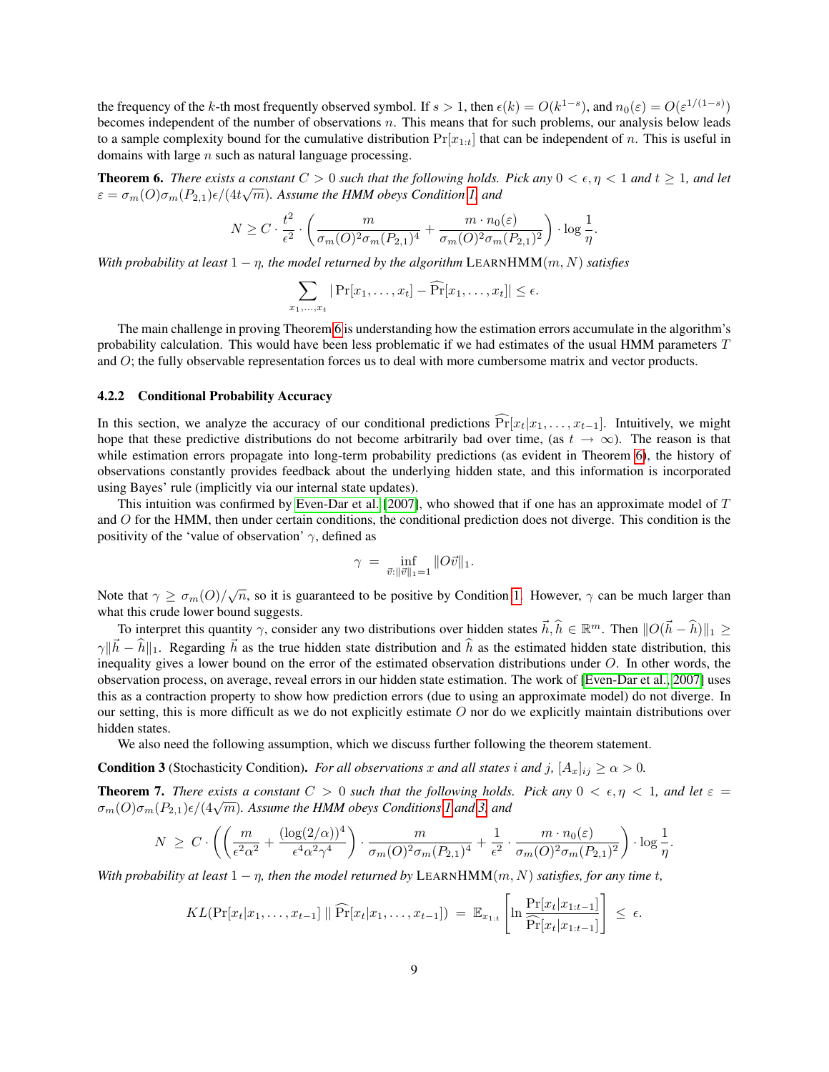the frequency of the $k$-th most frequently observed symbol. If $s > 1$, then $\epsilon(k) = O(k^{1-s})$, and $n_0(\varepsilon) = O(\varepsilon^{1/(1-s)})$ becomes independent of the number of observations $n$. This means that for such problems, our analysis below leads to a sample complexity bound for the cumulative distribution $\Pr[x_{1:t}]$ that can be independent of $n$. This is useful in domains with large $n$ such as natural language processing.

**Theorem 6.** *There exists a constant $C > 0$ such that the following holds. Pick any $0 < \epsilon, \eta < 1$ and $t \geq 1$, and let $\varepsilon = \sigma_m(O)\sigma_m(P_{2,1})\epsilon/(4t\sqrt{m})$. Assume the HMM obeys Condition 1, and*

$$N \geq C \cdot \frac{t^2}{\epsilon^2} \cdot \left( \frac{m}{\sigma_m(O)^2 \sigma_m(P_{2,1})^4} + \frac{m \cdot n_0(\varepsilon)}{\sigma_m(O)^2 \sigma_m(P_{2,1})^2} \right) \cdot \log \frac{1}{\eta}.$$

*With probability at least $1 - \eta$, the model returned by the algorithm* LEARNHMM$(m, N)$ *satisfies*

$$\sum_{x_1, \ldots, x_t} |\Pr[x_1, \ldots, x_t] - \widehat{\Pr}[x_1, \ldots, x_t]| \leq \epsilon.$$

The main challenge in proving Theorem 6 is understanding how the estimation errors accumulate in the algorithm's probability calculation. This would have been less problematic if we had estimates of the usual HMM parameters $T$ and $O$; the fully observable representation forces us to deal with more cumbersome matrix and vector products.

#### 4.2.2 Conditional Probability Accuracy

In this section, we analyze the accuracy of our conditional predictions $\widehat{\Pr}[x_t | x_1, \ldots, x_{t-1}]$. Intuitively, we might hope that these predictive distributions do not become arbitrarily bad over time, (as $t \to \infty$). The reason is that while estimation errors propagate into long-term probability predictions (as evident in Theorem 6), the history of observations constantly provides feedback about the underlying hidden state, and this information is incorporated using Bayes' rule (implicitly via our internal state updates).

This intuition was confirmed by Even-Dar et al. [2007], who showed that if one has an approximate model of $T$ and $O$ for the HMM, then under certain conditions, the conditional prediction does not diverge. This condition is the positivity of the 'value of observation' $\gamma$, defined as

$$\gamma \;=\; \inf_{\vec{v} : \|\vec{v}\|_1 = 1} \|O\vec{v}\|_1.$$

Note that $\gamma \geq \sigma_m(O)/\sqrt{n}$, so it is guaranteed to be positive by Condition 1. However, $\gamma$ can be much larger than what this crude lower bound suggests.

To interpret this quantity $\gamma$, consider any two distributions over hidden states $\vec{h}, \widehat{h} \in \mathbb{R}^m$. Then $\|O(\vec{h} - \widehat{h})\|_1 \geq \gamma \|\vec{h} - \widehat{h}\|_1$. Regarding $\vec{h}$ as the true hidden state distribution and $\widehat{h}$ as the estimated hidden state distribution, this inequality gives a lower bound on the error of the estimated observation distributions under $O$. In other words, the observation process, on average, reveal errors in our hidden state estimation. The work of [Even-Dar et al., 2007] uses this as a contraction property to show how prediction errors (due to using an approximate model) do not diverge. In our setting, this is more difficult as we do not explicitly estimate $O$ nor do we explicitly maintain distributions over hidden states.

We also need the following assumption, which we discuss further following the theorem statement.

**Condition 3** (Stochasticity Condition)**.** *For all observations $x$ and all states $i$ and $j$, $[A_x]_{ij} \geq \alpha > 0$.*

**Theorem 7.** *There exists a constant $C > 0$ such that the following holds. Pick any $0 < \epsilon, \eta < 1$, and let $\varepsilon = \sigma_m(O)\sigma_m(P_{2,1})\epsilon/(4\sqrt{m})$. Assume the HMM obeys Conditions 1 and 3, and*

$$N \;\geq\; C \cdot \left( \left( \frac{m}{\epsilon^2 \alpha^2} + \frac{(\log(2/\alpha))^4}{\epsilon^4 \alpha^2 \gamma^4} \right) \cdot \frac{m}{\sigma_m(O)^2 \sigma_m(P_{2,1})^4} + \frac{1}{\epsilon^2} \cdot \frac{m \cdot n_0(\varepsilon)}{\sigma_m(O)^2 \sigma_m(P_{2,1})^2} \right) \cdot \log \frac{1}{\eta}.$$

*With probability at least $1 - \eta$, then the model returned by* LEARNHMM$(m, N)$ *satisfies, for any time $t$,*

$$KL(\Pr[x_t | x_1, \ldots, x_{t-1}] \,||\, \widehat{\Pr}[x_t | x_1, \ldots, x_{t-1}]) \;=\; \mathbb{E}_{x_{1:t}} \left[ \ln \frac{\Pr[x_t | x_{1:t-1}]}{\widehat{\Pr}[x_t | x_{1:t-1}]} \right] \;\leq\; \epsilon.$$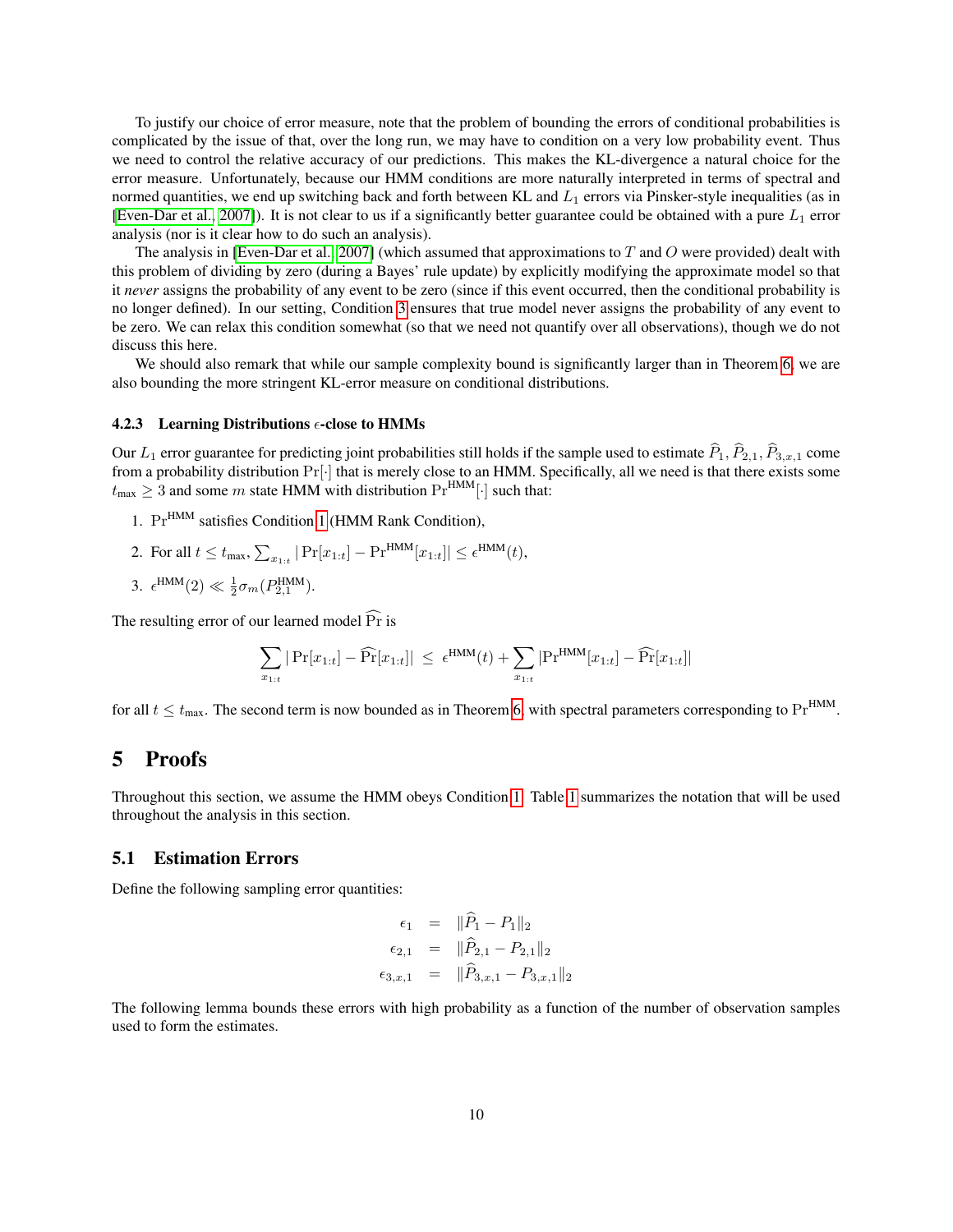To justify our choice of error measure, note that the problem of bounding the errors of conditional probabilities is complicated by the issue of that, over the long run, we may have to condition on a very low probability event. Thus we need to control the relative accuracy of our predictions. This makes the KL-divergence a natural choice for the error measure. Unfortunately, because our HMM conditions are more naturally interpreted in terms of spectral and normed quantities, we end up switching back and forth between KL and $L_1$ errors via Pinsker-style inequalities (as in [Even-Dar et al., 2007]). It is not clear to us if a significantly better guarantee could be obtained with a pure $L_1$ error analysis (nor is it clear how to do such an analysis).

The analysis in [Even-Dar et al., 2007] (which assumed that approximations to $T$ and $O$ were provided) dealt with this problem of dividing by zero (during a Bayes' rule update) by explicitly modifying the approximate model so that it *never* assigns the probability of any event to be zero (since if this event occurred, then the conditional probability is no longer defined). In our setting, Condition 3 ensures that true model never assigns the probability of any event to be zero. We can relax this condition somewhat (so that we need not quantify over all observations), though we do not discuss this here.

We should also remark that while our sample complexity bound is significantly larger than in Theorem 6, we are also bounding the more stringent KL-error measure on conditional distributions.

#### 4.2.3 Learning Distributions $\epsilon$-close to HMMs

Our $L_1$ error guarantee for predicting joint probabilities still holds if the sample used to estimate $\widehat{P}_1, \widehat{P}_{2,1}, \widehat{P}_{3,x,1}$ come from a probability distribution $\Pr[\cdot]$ that is merely close to an HMM. Specifically, all we need is that there exists some $t_{\max} \geq 3$ and some $m$ state HMM with distribution $\Pr^{\mathrm{HMM}}[\cdot]$ such that:

1. $\Pr^{\mathrm{HMM}}$ satisfies Condition 1 (HMM Rank Condition),
2. For all $t \leq t_{\max}$, $\sum_{x_{1:t}} |\Pr[x_{1:t}] - \Pr^{\mathrm{HMM}}[x_{1:t}]| \leq \epsilon^{\mathrm{HMM}}(t)$,
3. $\epsilon^{\mathrm{HMM}}(2) \ll \frac{1}{2}\sigma_m(P_{2,1}^{\mathrm{HMM}})$.

The resulting error of our learned model $\widehat{\Pr}$ is

$$\sum_{x_{1:t}} |\Pr[x_{1:t}] - \widehat{\Pr}[x_{1:t}]| \;\leq\; \epsilon^{\mathrm{HMM}}(t) + \sum_{x_{1:t}} |\Pr^{\mathrm{HMM}}[x_{1:t}] - \widehat{\Pr}[x_{1:t}]|$$

for all $t \leq t_{\max}$. The second term is now bounded as in Theorem 6, with spectral parameters corresponding to $\Pr^{\mathrm{HMM}}$.

# 5 Proofs

Throughout this section, we assume the HMM obeys Condition 1. Table 1 summarizes the notation that will be used throughout the analysis in this section.

## 5.1 Estimation Errors

Define the following sampling error quantities:

$$\begin{aligned}
\epsilon_1 &= \|\widehat{P}_1 - P_1\|_2 \\
\epsilon_{2,1} &= \|\widehat{P}_{2,1} - P_{2,1}\|_2 \\
\epsilon_{3,x,1} &= \|\widehat{P}_{3,x,1} - P_{3,x,1}\|_2
\end{aligned}$$

The following lemma bounds these errors with high probability as a function of the number of observation samples used to form the estimates.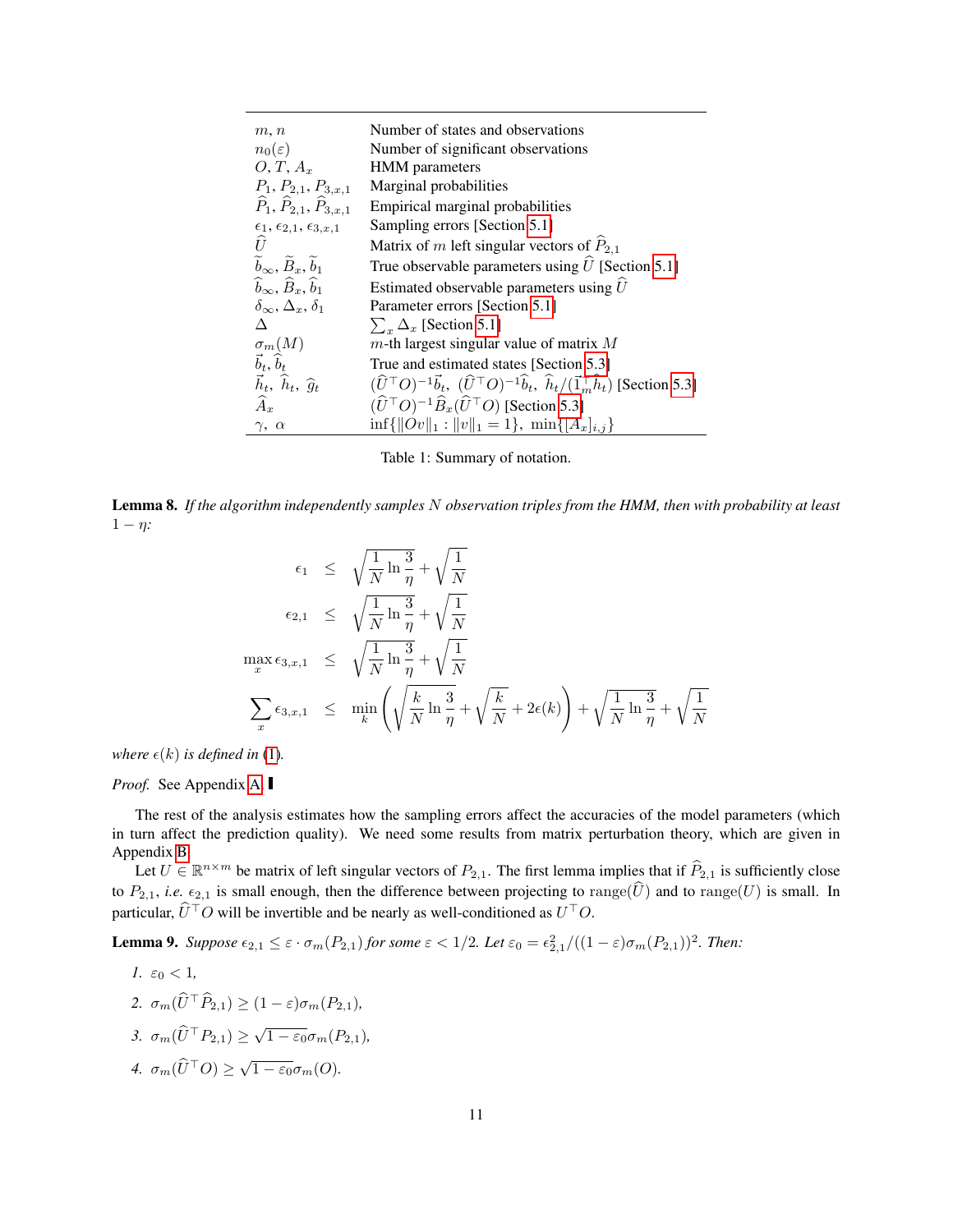| | |
|---|---|
| $m$, $n$ | Number of states and observations |
| $n_0(\varepsilon)$ | Number of significant observations |
| $O$, $T$, $A_x$ | HMM parameters |
| $P_1$, $P_{2,1}$, $P_{3,x,1}$ | Marginal probabilities |
| $\widehat{P}_1$, $\widehat{P}_{2,1}$, $\widehat{P}_{3,x,1}$ | Empirical marginal probabilities |
| $\epsilon_1$, $\epsilon_{2,1}$, $\epsilon_{3,x,1}$ | Sampling errors [Section 5.1] |
| $\widehat{U}$ | Matrix of $m$ left singular vectors of $\widehat{P}_{2,1}$ |
| $\widetilde{b}_\infty$, $\widetilde{B}_x$, $\widetilde{b}_1$ | True observable parameters using $\widehat{U}$ [Section 5.1] |
| $\widehat{b}_\infty$, $\widehat{B}_x$, $\widehat{b}_1$ | Estimated observable parameters using $\widehat{U}$ |
| $\delta_\infty$, $\Delta_x$, $\delta_1$ | Parameter errors [Section 5.1] |
| $\Delta$ | $\sum_x \Delta_x$ [Section 5.1] |
| $\sigma_m(M)$ | $m$-th largest singular value of matrix $M$ |
| $\vec{b}_t$, $\widehat{b}_t$ | True and estimated states [Section 5.3] |
| $\vec{h}_t$, $\widehat{h}_t$, $\widehat{g}_t$ | $(\widehat{U}^\top O)^{-1}\vec{b}_t$, $(\widehat{U}^\top O)^{-1}\widehat{b}_t$, $\widehat{h}_t/(\vec{1}_m^\top \widehat{h}_t)$ [Section 5.3] |
| $\widehat{A}_x$ | $(\widehat{U}^\top O)^{-1}\widehat{B}_x(\widehat{U}^\top O)$ [Section 5.3] |
| $\gamma$, $\alpha$ | $\inf\{\|Ov\|_1 : \|v\|_1 = 1\}$, $\min\{[A_x]_{i,j}\}$ |

Table 1: Summary of notation.

**Lemma 8.** *If the algorithm independently samples $N$ observation triples from the HMM, then with probability at least $1-\eta$:*

$$\begin{aligned}
\epsilon_1 &\leq \sqrt{\frac{1}{N}\ln\frac{3}{\eta}} + \sqrt{\frac{1}{N}} \\
\epsilon_{2,1} &\leq \sqrt{\frac{1}{N}\ln\frac{3}{\eta}} + \sqrt{\frac{1}{N}} \\
\max_x \epsilon_{3,x,1} &\leq \sqrt{\frac{1}{N}\ln\frac{3}{\eta}} + \sqrt{\frac{1}{N}} \\
\sum_x \epsilon_{3,x,1} &\leq \min_k \left( \sqrt{\frac{k}{N}\ln\frac{3}{\eta}} + \sqrt{\frac{k}{N}} + 2\epsilon(k) \right) + \sqrt{\frac{1}{N}\ln\frac{3}{\eta}} + \sqrt{\frac{1}{N}}
\end{aligned}$$

*where $\epsilon(k)$ is defined in (1).*

*Proof.* See Appendix A. ∎

The rest of the analysis estimates how the sampling errors affect the accuracies of the model parameters (which in turn affect the prediction quality). We need some results from matrix perturbation theory, which are given in Appendix B.

Let $U \in \mathbb{R}^{n\times m}$ be matrix of left singular vectors of $P_{2,1}$. The first lemma implies that if $\widehat{P}_{2,1}$ is sufficiently close to $P_{2,1}$, *i.e.* $\epsilon_{2,1}$ is small enough, then the difference between projecting to $\mathrm{range}(\widehat{U})$ and to $\mathrm{range}(U)$ is small. In particular, $\widehat{U}^\top O$ will be invertible and be nearly as well-conditioned as $U^\top O$.

**Lemma 9.** *Suppose $\epsilon_{2,1} \leq \varepsilon \cdot \sigma_m(P_{2,1})$ for some $\varepsilon < 1/2$. Let $\varepsilon_0 = \epsilon_{2,1}^2/((1-\varepsilon)\sigma_m(P_{2,1}))^2$. Then:*

1. $\varepsilon_0 < 1$,
2. $\sigma_m(\widehat{U}^\top \widehat{P}_{2,1}) \geq (1-\varepsilon)\sigma_m(P_{2,1})$,
3. $\sigma_m(\widehat{U}^\top P_{2,1}) \geq \sqrt{1-\varepsilon_0}\,\sigma_m(P_{2,1})$,
4. $\sigma_m(\widehat{U}^\top O) \geq \sqrt{1-\varepsilon_0}\,\sigma_m(O)$.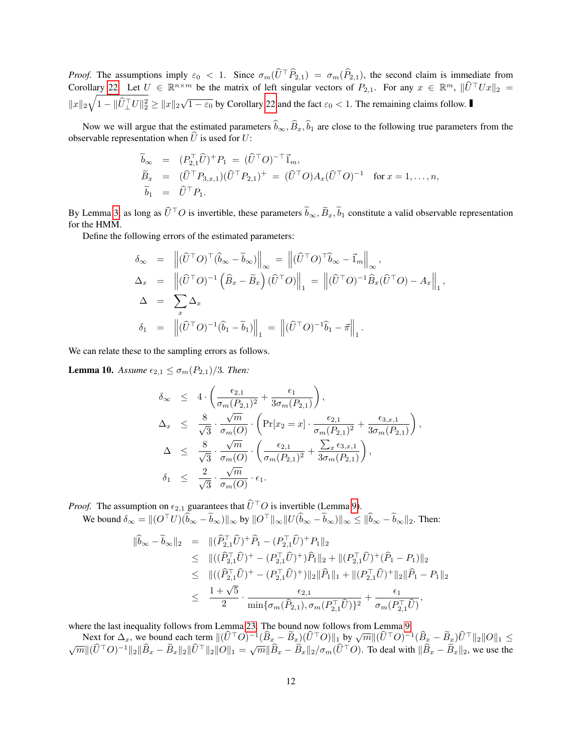*Proof.* The assumptions imply $\varepsilon_0 < 1$. Since $\sigma_m(\widehat{U}^\top \widehat{P}_{2,1}) = \sigma_m(\widehat{P}_{2,1})$, the second claim is immediate from Corollary 22. Let $U \in \mathbb{R}^{n \times m}$ be the matrix of left singular vectors of $P_{2,1}$. For any $x \in \mathbb{R}^m$, $\|\widehat{U}^\top U x\|_2 = \|x\|_2 \sqrt{1 - \|\widehat{U}_\perp^\top U\|_2^2} \geq \|x\|_2 \sqrt{1-\varepsilon_0}$ by Corollary 22 and the fact $\varepsilon_0 < 1$. The remaining claims follow. ∎

Now we will argue that the estimated parameters $\widehat{b}_\infty, \widehat{B}_x, \widehat{b}_1$ are close to the following true parameters from the observable representation when $\widehat{U}$ is used for $U$:

$$
\begin{aligned}
\widetilde{b}_\infty &= (P_{2,1}^\top \widehat{U})^+ P_1 \;=\; (\widehat{U}^\top O)^{-\top} \vec{1}_m, \\
\widetilde{B}_x &= (\widehat{U}^\top P_{3,x,1})(\widehat{U}^\top P_{2,1})^+ \;=\; (\widehat{U}^\top O) A_x (\widehat{U}^\top O)^{-1} \quad \text{for } x = 1, \ldots, n, \\
\widetilde{b}_1 &= \widehat{U}^\top P_1.
\end{aligned}
$$

By Lemma 3, as long as $\widehat{U}^\top O$ is invertible, these parameters $\widetilde{b}_\infty, \widetilde{B}_x, \widetilde{b}_1$ constitute a valid observable representation for the HMM.

Define the following errors of the estimated parameters:

$$
\begin{aligned}
\delta_\infty &= \left\| (\widehat{U}^\top O)^\top (\widehat{b}_\infty - \widetilde{b}_\infty) \right\|_\infty = \left\| (\widehat{U}^\top O)^\top \widehat{b}_\infty - \vec{1}_m \right\|_\infty, \\
\Delta_x &= \left\| (\widehat{U}^\top O)^{-1} \left( \widehat{B}_x - \widetilde{B}_x \right) (\widehat{U}^\top O) \right\|_1 = \left\| (\widehat{U}^\top O)^{-1} \widehat{B}_x (\widehat{U}^\top O) - A_x \right\|_1, \\
\Delta &= \sum_x \Delta_x \\
\delta_1 &= \left\| (\widehat{U}^\top O)^{-1} (\widehat{b}_1 - \widetilde{b}_1) \right\|_1 = \left\| (\widehat{U}^\top O)^{-1} \widehat{b}_1 - \vec{\pi} \right\|_1.
\end{aligned}
$$

We can relate these to the sampling errors as follows.

**Lemma 10.** *Assume $\epsilon_{2,1} \leq \sigma_m(P_{2,1})/3$. Then:*

$$
\begin{aligned}
\delta_\infty &\leq 4 \cdot \left( \frac{\epsilon_{2,1}}{\sigma_m(P_{2,1})^2} + \frac{\epsilon_1}{3\sigma_m(P_{2,1})} \right), \\
\Delta_x &\leq \frac{8}{\sqrt{3}} \cdot \frac{\sqrt{m}}{\sigma_m(O)} \cdot \left( \Pr[x_2 = x] \cdot \frac{\epsilon_{2,1}}{\sigma_m(P_{2,1})^2} + \frac{\epsilon_{3,x,1}}{3\sigma_m(P_{2,1})} \right), \\
\Delta &\leq \frac{8}{\sqrt{3}} \cdot \frac{\sqrt{m}}{\sigma_m(O)} \cdot \left( \frac{\epsilon_{2,1}}{\sigma_m(P_{2,1})^2} + \frac{\sum_x \epsilon_{3,x,1}}{3\sigma_m(P_{2,1})} \right), \\
\delta_1 &\leq \frac{2}{\sqrt{3}} \cdot \frac{\sqrt{m}}{\sigma_m(O)} \cdot \epsilon_1.
\end{aligned}
$$

*Proof.* The assumption on $\epsilon_{2,1}$ guarantees that $\widehat{U}^\top O$ is invertible (Lemma 9).

We bound $\delta_\infty = \|(O^\top U)(\widehat{b}_\infty - \widetilde{b}_\infty)\|_\infty$ by $\|O^\top\|_\infty \|U(\widehat{b}_\infty - \widetilde{b}_\infty)\|_\infty \leq \|\widehat{b}_\infty - \widetilde{b}_\infty\|_2$. Then:

$$
\begin{aligned}
\|\widehat{b}_\infty - \widetilde{b}_\infty\|_2 &= \|(\widehat{P}_{2,1}^\top \widehat{U})^+ \widehat{P}_1 - (P_{2,1}^\top \widehat{U})^+ P_1\|_2 \\
&\leq \|((\widehat{P}_{2,1}^\top \widehat{U})^+ - (P_{2,1}^\top \widehat{U})^+)\widehat{P}_1\|_2 + \|(P_{2,1}^\top \widehat{U})^+ (\widehat{P}_1 - P_1)\|_2 \\
&\leq \|((\widehat{P}_{2,1}^\top \widehat{U})^+ - (P_{2,1}^\top \widehat{U})^+)\|_2 \|\widehat{P}_1\|_1 + \|(P_{2,1}^\top \widehat{U})^+\|_2 \|\widehat{P}_1 - P_1\|_2 \\
&\leq \frac{1+\sqrt{5}}{2} \cdot \frac{\epsilon_{2,1}}{\min\{\sigma_m(\widehat{P}_{2,1}), \sigma_m(P_{2,1}^\top \widehat{U})\}^2} + \frac{\epsilon_1}{\sigma_m(P_{2,1}^\top \widehat{U})},
\end{aligned}
$$

where the last inequality follows from Lemma 23. The bound now follows from Lemma 9.

Next for $\Delta_x$, we bound each term $\|(\widehat{U}^\top O)^{-1}(\widehat{B}_x - \widetilde{B}_x)(\widehat{U}^\top O)\|_1$ by $\sqrt{m}\|(\widehat{U}^\top O)^{-1}(\widehat{B}_x - \widetilde{B}_x)\widehat{U}^\top\|_2 \|O\|_1 \leq \sqrt{m}\|(\widehat{U}^\top O)^{-1}\|_2 \|\widehat{B}_x - \widetilde{B}_x\|_2 \|\widehat{U}^\top\|_2 \|O\|_1 = \sqrt{m}\|\widehat{B}_x - \widetilde{B}_x\|_2 / \sigma_m(\widehat{U}^\top O)$. To deal with $\|\widehat{B}_x - \widetilde{B}_x\|_2$, we use the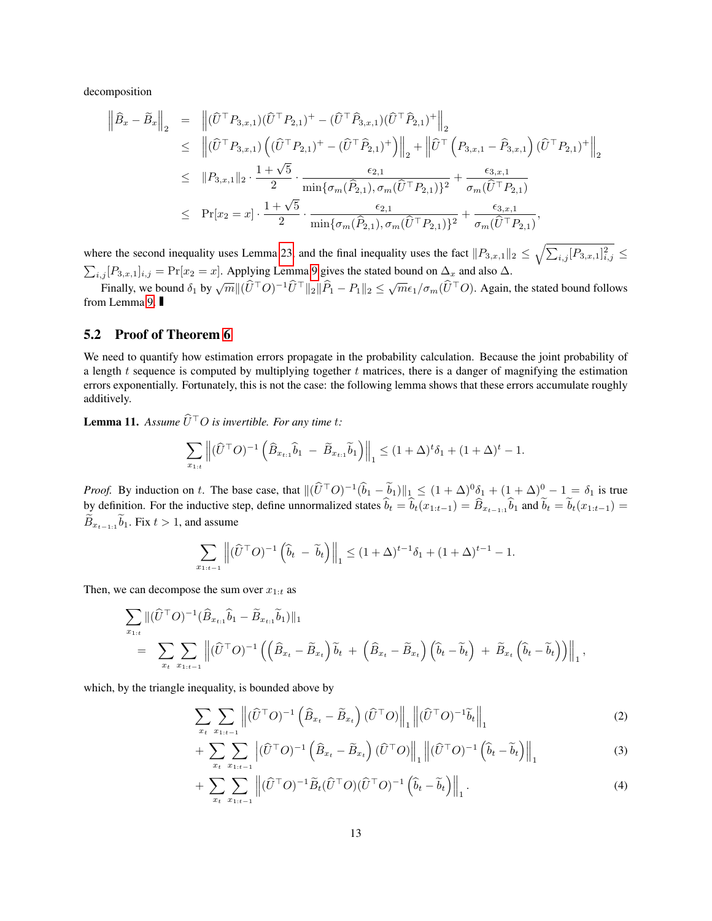decomposition

$$
\begin{aligned}
\left\|\widehat{B}_x - \widetilde{B}_x\right\|_2 &= \left\|(\widehat{U}^\top P_{3,x,1})(\widehat{U}^\top P_{2,1})^+ - (\widehat{U}^\top \widehat{P}_{3,x,1})(\widehat{U}^\top \widehat{P}_{2,1})^+\right\|_2 \\
&\le \left\|(\widehat{U}^\top P_{3,x,1})\left((\widehat{U}^\top P_{2,1})^+ - (\widehat{U}^\top \widehat{P}_{2,1})^+\right)\right\|_2 + \left\|\widehat{U}^\top\left(P_{3,x,1} - \widehat{P}_{3,x,1}\right)(\widehat{U}^\top P_{2,1})^+\right\|_2 \\
&\le \|P_{3,x,1}\|_2 \cdot \frac{1+\sqrt{5}}{2} \cdot \frac{\epsilon_{2,1}}{\min\{\sigma_m(\widehat{P}_{2,1}), \sigma_m(\widehat{U}^\top P_{2,1})\}^2} + \frac{\epsilon_{3,x,1}}{\sigma_m(\widehat{U}^\top P_{2,1})} \\
&\le \Pr[x_2 = x] \cdot \frac{1+\sqrt{5}}{2} \cdot \frac{\epsilon_{2,1}}{\min\{\sigma_m(\widehat{P}_{2,1}), \sigma_m(\widehat{U}^\top P_{2,1})\}^2} + \frac{\epsilon_{3,x,1}}{\sigma_m(\widehat{U}^\top P_{2,1})},
\end{aligned}
$$

where the second inequality uses Lemma 23, and the final inequality uses the fact $\|P_{3,x,1}\|_2 \le \sqrt{\sum_{i,j}[P_{3,x,1}]_{i,j}^2} \le \sum_{i,j}[P_{3,x,1}]_{i,j} = \Pr[x_2 = x]$. Applying Lemma 9 gives the stated bound on $\Delta_x$ and also $\Delta$.

Finally, we bound $\delta_1$ by $\sqrt{m}\|(\widehat{U}^\top O)^{-1}\widehat{U}^\top\|_2 \|\widehat{P}_1 - P_1\|_2 \le \sqrt{m}\epsilon_1/\sigma_m(\widehat{U}^\top O)$. Again, the stated bound follows from Lemma 9. ∎

## 5.2 Proof of Theorem 6

We need to quantify how estimation errors propagate in the probability calculation. Because the joint probability of a length $t$ sequence is computed by multiplying together $t$ matrices, there is a danger of magnifying the estimation errors exponentially. Fortunately, this is not the case: the following lemma shows that these errors accumulate roughly additively.

**Lemma 11.** *Assume $\widehat{U}^\top O$ is invertible. For any time $t$:*

$$
\sum_{x_{1:t}} \left\|(\widehat{U}^\top O)^{-1}\left(\widehat{B}_{x_{t:1}}\widehat{b}_1 \ - \ \widetilde{B}_{x_{t:1}}\widetilde{b}_1\right)\right\|_1 \le (1+\Delta)^t \delta_1 + (1+\Delta)^t - 1.
$$

*Proof.* By induction on $t$. The base case, that $\|(\widehat{U}^\top O)^{-1}(\widehat{b}_1 - \widetilde{b}_1)\|_1 \le (1+\Delta)^0\delta_1 + (1+\Delta)^0 - 1 = \delta_1$ is true by definition. For the inductive step, define unnormalized states $\widehat{b}_t = \widehat{b}_t(x_{1:t-1}) = \widehat{B}_{x_{t-1:1}}\widehat{b}_1$ and $\widetilde{b}_t = \widetilde{b}_t(x_{1:t-1}) = \widetilde{B}_{x_{t-1:1}}\widetilde{b}_1$. Fix $t > 1$, and assume

$$
\sum_{x_{1:t-1}} \left\|(\widehat{U}^\top O)^{-1}\left(\widehat{b}_t \ - \ \widetilde{b}_t\right)\right\|_1 \le (1+\Delta)^{t-1}\delta_1 + (1+\Delta)^{t-1} - 1.
$$

Then, we can decompose the sum over $x_{1:t}$ as

$$
\begin{aligned}
&\sum_{x_{1:t}} \|(\widehat{U}^\top O)^{-1}(\widehat{B}_{x_{t:1}}\widehat{b}_1 - \widetilde{B}_{x_{t:1}}\widetilde{b}_1)\|_1 \\
&= \sum_{x_t}\sum_{x_{1:t-1}} \left\|(\widehat{U}^\top O)^{-1}\left(\left(\widehat{B}_{x_t} - \widetilde{B}_{x_t}\right)\widetilde{b}_t \ + \ \left(\widehat{B}_{x_t} - \widetilde{B}_{x_t}\right)\left(\widehat{b}_t - \widetilde{b}_t\right) \ + \ \widetilde{B}_{x_t}\left(\widehat{b}_t - \widetilde{b}_t\right)\right)\right\|_1,
\end{aligned}
$$

which, by the triangle inequality, is bounded above by

$$
\sum_{x_t}\sum_{x_{1:t-1}} \left\|(\widehat{U}^\top O)^{-1}\left(\widehat{B}_{x_t} - \widetilde{B}_{x_t}\right)(\widehat{U}^\top O)\right\|_1 \left\|(\widehat{U}^\top O)^{-1}\widetilde{b}_t\right\|_1 \tag{2}
$$

$$
+ \sum_{x_t}\sum_{x_{1:t-1}} \left|(\widehat{U}^\top O)^{-1}\left(\widehat{B}_{x_t} - \widetilde{B}_{x_t}\right)(\widehat{U}^\top O)\right\|_1 \left\|(\widehat{U}^\top O)^{-1}\left(\widehat{b}_t - \widetilde{b}_t\right)\right\|_1 \tag{3}
$$

$$
+ \sum_{x_t}\sum_{x_{1:t-1}} \left\|(\widehat{U}^\top O)^{-1}\widetilde{B}_t(\widehat{U}^\top O)(\widehat{U}^\top O)^{-1}\left(\widehat{b}_t - \widetilde{b}_t\right)\right\|_1. \tag{4}
$$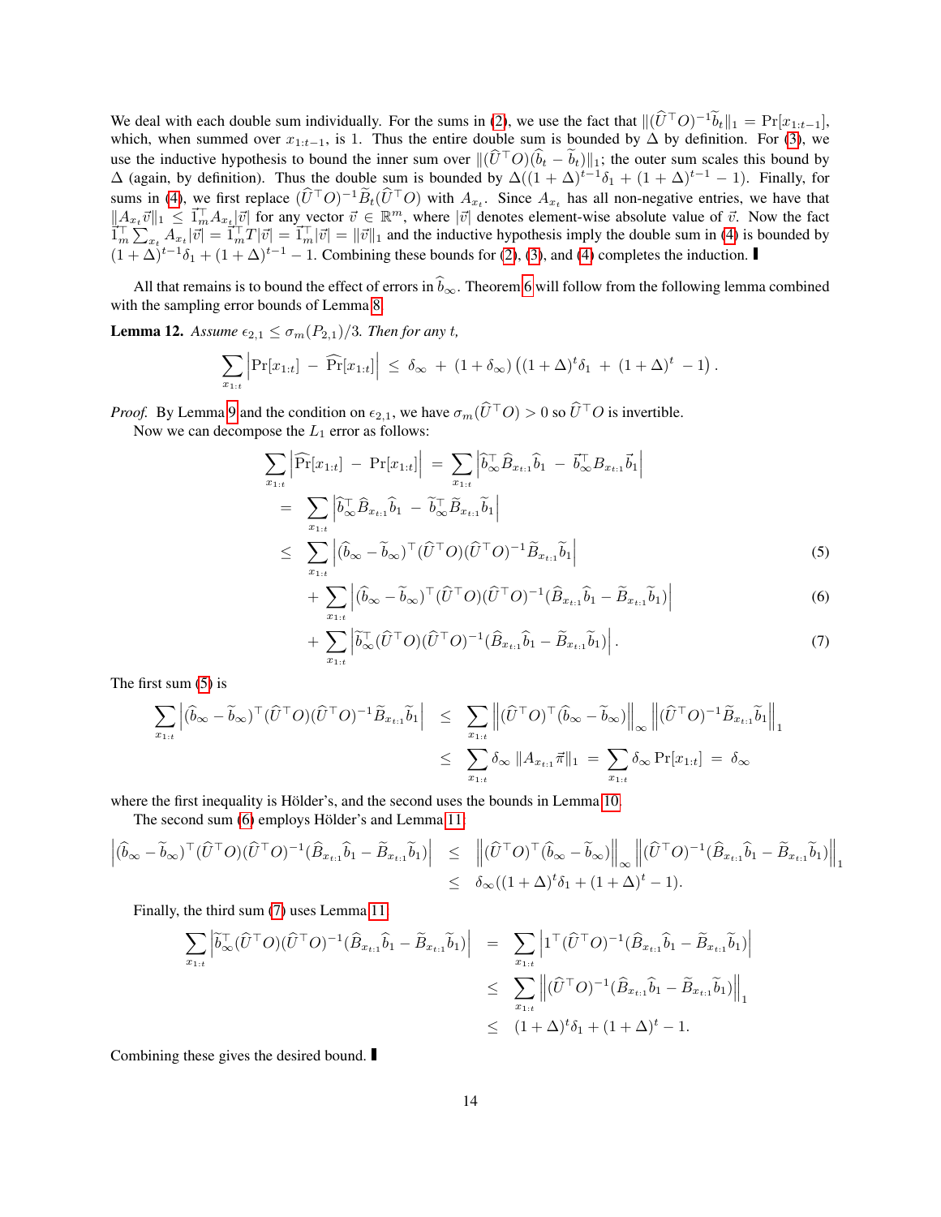We deal with each double sum individually. For the sums in (2), we use the fact that $\|(\widehat{U}^\top O)^{-1}\widetilde{b}_t\|_1 = \Pr[x_{1:t-1}]$, which, when summed over $x_{1:t-1}$, is 1. Thus the entire double sum is bounded by $\Delta$ by definition. For (3), we use the inductive hypothesis to bound the inner sum over $\|(\widehat{U}^\top O)(\widehat{b}_t - \widetilde{b}_t)\|_1$; the outer sum scales this bound by $\Delta$ (again, by definition). Thus the double sum is bounded by $\Delta((1+\Delta)^{t-1}\delta_1 + (1+\Delta)^{t-1} - 1)$. Finally, for sums in (4), we first replace $(\widehat{U}^\top O)^{-1}\widetilde{B}_t(\widehat{U}^\top O)$ with $A_{x_t}$. Since $A_{x_t}$ has all non-negative entries, we have that $\|A_{x_t}\vec{v}\|_1 \leq \vec{1}_m^\top A_{x_t}|\vec{v}|$ for any vector $\vec{v} \in \mathbb{R}^m$, where $|\vec{v}|$ denotes element-wise absolute value of $\vec{v}$. Now the fact $\vec{1}_m^\top \sum_{x_t} A_{x_t}|\vec{v}| = \vec{1}_m^\top T|\vec{v}| = \vec{1}_m^\top|\vec{v}| = \|\vec{v}\|_1$ and the inductive hypothesis imply the double sum in (4) is bounded by $(1+\Delta)^{t-1}\delta_1 + (1+\Delta)^{t-1} - 1$. Combining these bounds for (2), (3), and (4) completes the induction. ∎

All that remains is to bound the effect of errors in $\widehat{b}_\infty$. Theorem 6 will follow from the following lemma combined with the sampling error bounds of Lemma 8.

**Lemma 12.** *Assume $\epsilon_{2,1} \leq \sigma_m(P_{2,1})/3$. Then for any $t$,*

$$\sum_{x_{1:t}} \left|\Pr[x_{1:t}] - \widehat{\Pr}[x_{1:t}]\right| \leq \delta_\infty + (1+\delta_\infty)\left((1+\Delta)^t\delta_1 + (1+\Delta)^t - 1\right).$$

*Proof.* By Lemma 9 and the condition on $\epsilon_{2,1}$, we have $\sigma_m(\widehat{U}^\top O) > 0$ so $\widehat{U}^\top O$ is invertible.

Now we can decompose the $L_1$ error as follows:

$$\begin{aligned}
\sum_{x_{1:t}} \left|\widehat{\Pr}[x_{1:t}] - \Pr[x_{1:t}]\right| &= \sum_{x_{1:t}} \left|\widehat{b}_\infty^\top \widehat{B}_{x_{t:1}}\widehat{b}_1 - \vec{b}_\infty^\top B_{x_{t:1}}\vec{b}_1\right| \\
&= \sum_{x_{1:t}} \left|\widehat{b}_\infty^\top \widehat{B}_{x_{t:1}}\widehat{b}_1 - \widetilde{b}_\infty^\top \widetilde{B}_{x_{t:1}}\widetilde{b}_1\right| \\
&\leq \sum_{x_{1:t}} \left|(\widehat{b}_\infty - \widetilde{b}_\infty)^\top(\widehat{U}^\top O)(\widehat{U}^\top O)^{-1}\widetilde{B}_{x_{t:1}}\widetilde{b}_1\right| \qquad (5)\\
&\quad + \sum_{x_{1:t}} \left|(\widehat{b}_\infty - \widetilde{b}_\infty)^\top(\widehat{U}^\top O)(\widehat{U}^\top O)^{-1}(\widehat{B}_{x_{t:1}}\widehat{b}_1 - \widetilde{B}_{x_{t:1}}\widetilde{b}_1)\right| \qquad (6)\\
&\quad + \sum_{x_{1:t}} \left|\widetilde{b}_\infty^\top(\widehat{U}^\top O)(\widehat{U}^\top O)^{-1}(\widehat{B}_{x_{t:1}}\widehat{b}_1 - \widetilde{B}_{x_{t:1}}\widetilde{b}_1)\right|. \qquad (7)
\end{aligned}$$

The first sum (5) is

$$\begin{aligned}
\sum_{x_{1:t}} \left|(\widehat{b}_\infty - \widetilde{b}_\infty)^\top(\widehat{U}^\top O)(\widehat{U}^\top O)^{-1}\widetilde{B}_{x_{t:1}}\widetilde{b}_1\right| &\leq \sum_{x_{1:t}} \left\|(\widehat{U}^\top O)^\top(\widehat{b}_\infty - \widetilde{b}_\infty)\right\|_\infty \left\|(\widehat{U}^\top O)^{-1}\widetilde{B}_{x_{t:1}}\widetilde{b}_1\right\|_1 \\
&\leq \sum_{x_{1:t}} \delta_\infty \|A_{x_{t:1}}\vec{\pi}\|_1 = \sum_{x_{1:t}} \delta_\infty \Pr[x_{1:t}] = \delta_\infty
\end{aligned}$$

where the first inequality is Hölder's, and the second uses the bounds in Lemma 10.

The second sum (6) employs Hölder's and Lemma 11:

$$\begin{aligned}
\left|(\widehat{b}_\infty - \widetilde{b}_\infty)^\top(\widehat{U}^\top O)(\widehat{U}^\top O)^{-1}(\widehat{B}_{x_{t:1}}\widehat{b}_1 - \widetilde{B}_{x_{t:1}}\widetilde{b}_1)\right| &\leq \left\|(\widehat{U}^\top O)^\top(\widehat{b}_\infty - \widetilde{b}_\infty)\right\|_\infty \left\|(\widehat{U}^\top O)^{-1}(\widehat{B}_{x_{t:1}}\widehat{b}_1 - \widetilde{B}_{x_{t:1}}\widetilde{b}_1)\right\|_1 \\
&\leq \delta_\infty((1+\Delta)^t\delta_1 + (1+\Delta)^t - 1).
\end{aligned}$$

Finally, the third sum (7) uses Lemma 11:

$$\begin{aligned}
\sum_{x_{1:t}} \left|\widetilde{b}_\infty^\top(\widehat{U}^\top O)(\widehat{U}^\top O)^{-1}(\widehat{B}_{x_{t:1}}\widehat{b}_1 - \widetilde{B}_{x_{t:1}}\widetilde{b}_1)\right| &= \sum_{x_{1:t}} \left|1^\top(\widehat{U}^\top O)^{-1}(\widehat{B}_{x_{t:1}}\widehat{b}_1 - \widetilde{B}_{x_{t:1}}\widetilde{b}_1)\right| \\
&\leq \sum_{x_{1:t}} \left\|(\widehat{U}^\top O)^{-1}(\widehat{B}_{x_{t:1}}\widehat{b}_1 - \widetilde{B}_{x_{t:1}}\widetilde{b}_1)\right\|_1 \\
&\leq (1+\Delta)^t\delta_1 + (1+\Delta)^t - 1.
\end{aligned}$$

Combining these gives the desired bound. ∎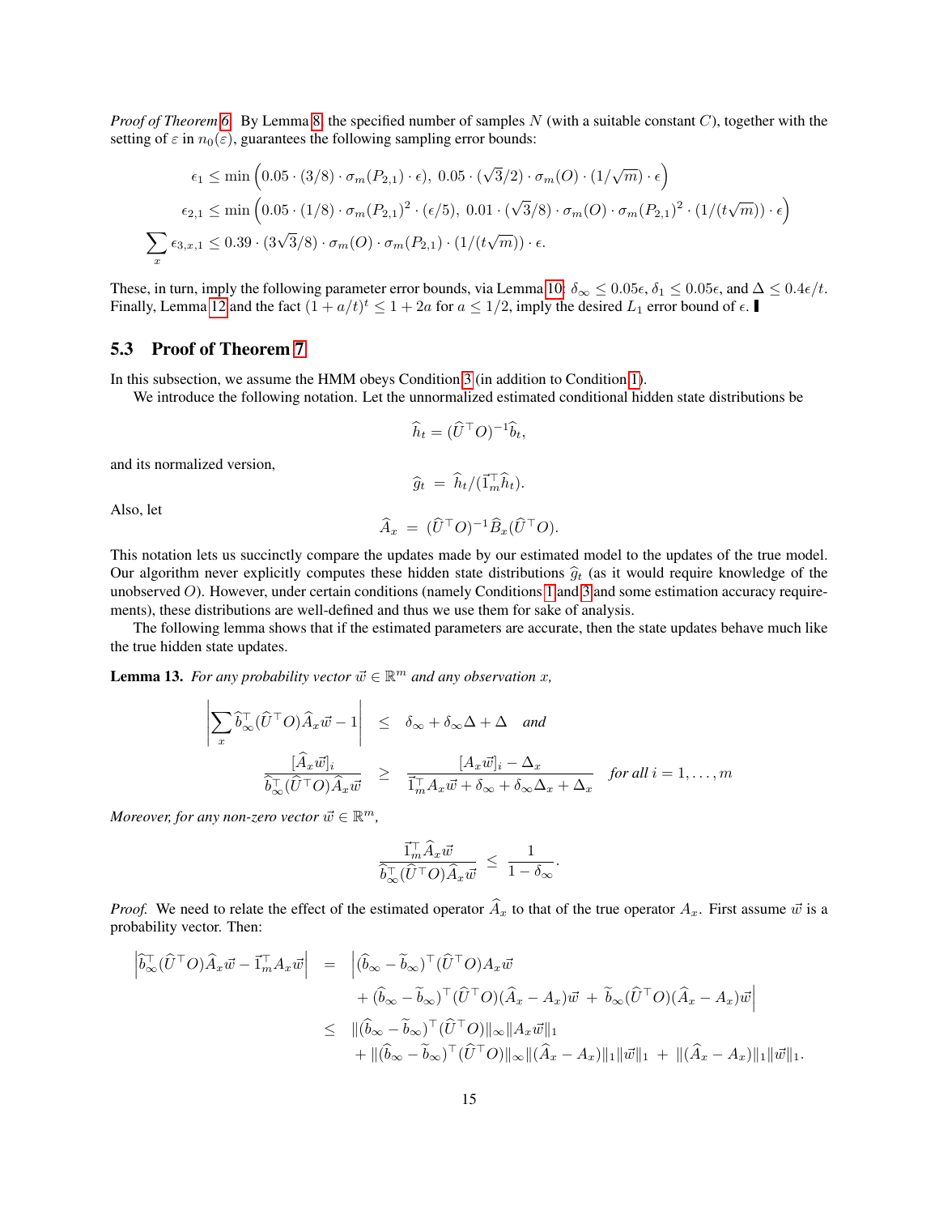*Proof of Theorem 6.* By Lemma 8, the specified number of samples $N$ (with a suitable constant $C$), together with the setting of $\varepsilon$ in $n_0(\varepsilon)$, guarantees the following sampling error bounds:

$$\epsilon_1 \leq \min\left(0.05 \cdot (3/8) \cdot \sigma_m(P_{2,1}) \cdot \epsilon),\ 0.05 \cdot (\sqrt{3}/2) \cdot \sigma_m(O) \cdot (1/\sqrt{m}) \cdot \epsilon\right)$$

$$\epsilon_{2,1} \leq \min\left(0.05 \cdot (1/8) \cdot \sigma_m(P_{2,1})^2 \cdot (\epsilon/5),\ 0.01 \cdot (\sqrt{3}/8) \cdot \sigma_m(O) \cdot \sigma_m(P_{2,1})^2 \cdot (1/(t\sqrt{m})) \cdot \epsilon\right)$$

$$\sum_x \epsilon_{3,x,1} \leq 0.39 \cdot (3\sqrt{3}/8) \cdot \sigma_m(O) \cdot \sigma_m(P_{2,1}) \cdot (1/(t\sqrt{m})) \cdot \epsilon.$$

These, in turn, imply the following parameter error bounds, via Lemma 10: $\delta_\infty \leq 0.05\epsilon$, $\delta_1 \leq 0.05\epsilon$, and $\Delta \leq 0.4\epsilon/t$. Finally, Lemma 12 and the fact $(1+a/t)^t \leq 1 + 2a$ for $a \leq 1/2$, imply the desired $L_1$ error bound of $\epsilon$. ∎

## 5.3 Proof of Theorem 7

In this subsection, we assume the HMM obeys Condition 3 (in addition to Condition 1).

We introduce the following notation. Let the unnormalized estimated conditional hidden state distributions be

$$\widehat{h}_t = (\widehat{U}^\top O)^{-1} \widehat{b}_t,$$

and its normalized version,

$$\widehat{g}_t = \widehat{h}_t / (\vec{1}_m^\top \widehat{h}_t).$$

Also, let

$$\widehat{A}_x = (\widehat{U}^\top O)^{-1} \widehat{B}_x (\widehat{U}^\top O).$$

This notation lets us succinctly compare the updates made by our estimated model to the updates of the true model. Our algorithm never explicitly computes these hidden state distributions $\widehat{g}_t$ (as it would require knowledge of the unobserved $O$). However, under certain conditions (namely Conditions 1 and 3 and some estimation accuracy requirements), these distributions are well-defined and thus we use them for sake of analysis.

The following lemma shows that if the estimated parameters are accurate, then the state updates behave much like the true hidden state updates.

**Lemma 13.** *For any probability vector $\vec{w} \in \mathbb{R}^m$ and any observation $x$,*

$$\left| \sum_x \widehat{b}_\infty^\top (\widehat{U}^\top O) \widehat{A}_x \vec{w} - 1 \right| \leq \delta_\infty + \delta_\infty \Delta + \Delta \quad \text{and}$$

$$\frac{[\widehat{A}_x \vec{w}]_i}{\widehat{b}_\infty^\top (\widehat{U}^\top O) \widehat{A}_x \vec{w}} \geq \frac{[A_x \vec{w}]_i - \Delta_x}{\vec{1}_m^\top A_x \vec{w} + \delta_\infty + \delta_\infty \Delta_x + \Delta_x} \quad \text{for all } i = 1, \ldots, m$$

*Moreover, for any non-zero vector $\vec{w} \in \mathbb{R}^m$,*

$$\frac{\vec{1}_m^\top \widehat{A}_x \vec{w}}{\widehat{b}_\infty^\top (\widehat{U}^\top O) \widehat{A}_x \vec{w}} \leq \frac{1}{1 - \delta_\infty}.$$

*Proof.* We need to relate the effect of the estimated operator $\widehat{A}_x$ to that of the true operator $A_x$. First assume $\vec{w}$ is a probability vector. Then:

$$\begin{aligned}
\left| \widehat{b}_\infty^\top (\widehat{U}^\top O) \widehat{A}_x \vec{w} - \vec{1}_m^\top A_x \vec{w} \right| &= \Big| (\widehat{b}_\infty - \widetilde{b}_\infty)^\top (\widehat{U}^\top O) A_x \vec{w} \\
&\quad + (\widehat{b}_\infty - \widetilde{b}_\infty)^\top (\widehat{U}^\top O)(\widehat{A}_x - A_x)\vec{w} + \widetilde{b}_\infty (\widehat{U}^\top O)(\widehat{A}_x - A_x)\vec{w} \Big| \\
&\leq \|(\widehat{b}_\infty - \widetilde{b}_\infty)^\top (\widehat{U}^\top O)\|_\infty \|A_x \vec{w}\|_1 \\
&\quad + \|(\widehat{b}_\infty - \widetilde{b}_\infty)^\top (\widehat{U}^\top O)\|_\infty \|(\widehat{A}_x - A_x)\|_1 \|\vec{w}\|_1 + \|(\widehat{A}_x - A_x)\|_1 \|\vec{w}\|_1.
\end{aligned}$$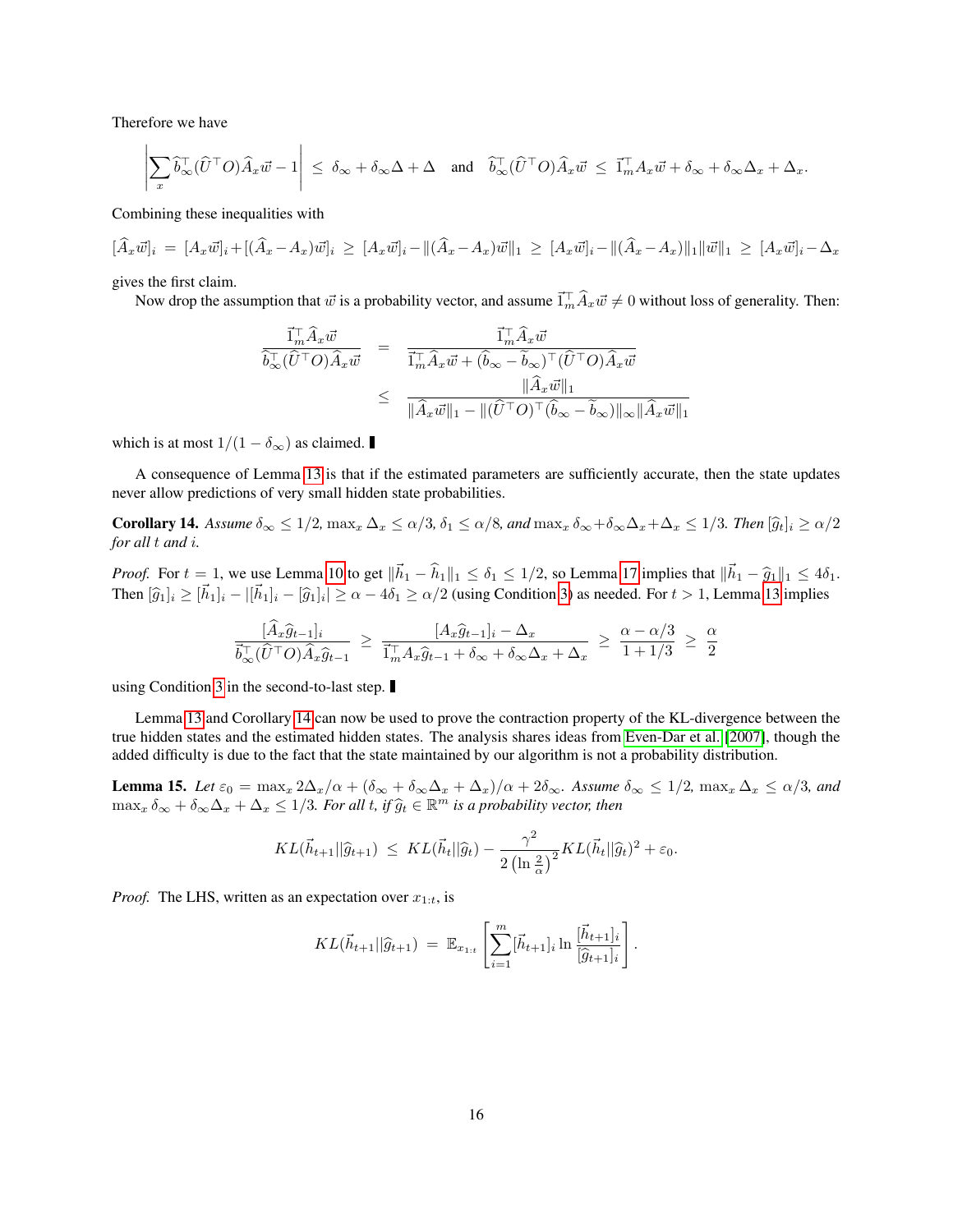Therefore we have

$$\left|\sum_x \widehat{b}_\infty^\top (\widehat{U}^\top O)\widehat{A}_x \vec{w} - 1\right| \;\leq\; \delta_\infty + \delta_\infty \Delta + \Delta \quad \text{and} \quad \widehat{b}_\infty^\top (\widehat{U}^\top O)\widehat{A}_x \vec{w} \;\leq\; \vec{1}_m^\top A_x \vec{w} + \delta_\infty + \delta_\infty \Delta_x + \Delta_x.$$

Combining these inequalities with

$$[\widehat{A}_x \vec{w}]_i \;=\; [A_x \vec{w}]_i + [(\widehat{A}_x - A_x)\vec{w}]_i \;\geq\; [A_x \vec{w}]_i - \|(\widehat{A}_x - A_x)\vec{w}\|_1 \;\geq\; [A_x \vec{w}]_i - \|(\widehat{A}_x - A_x)\|_1 \|\vec{w}\|_1 \;\geq\; [A_x \vec{w}]_i - \Delta_x$$

gives the first claim.

Now drop the assumption that $\vec{w}$ is a probability vector, and assume $\vec{1}_m^\top \widehat{A}_x \vec{w} \neq 0$ without loss of generality. Then:

$$\begin{aligned}
\frac{\vec{1}_m^\top \widehat{A}_x \vec{w}}{\widehat{b}_\infty^\top (\widehat{U}^\top O)\widehat{A}_x \vec{w}} \;&=\; \frac{\vec{1}_m^\top \widehat{A}_x \vec{w}}{\vec{1}_m^\top \widehat{A}_x \vec{w} + (\widehat{b}_\infty - \widetilde{b}_\infty)^\top (\widehat{U}^\top O)\widehat{A}_x \vec{w}} \\
&\leq\; \frac{\|\widehat{A}_x \vec{w}\|_1}{\|\widehat{A}_x \vec{w}\|_1 - \|(\widehat{U}^\top O)^\top (\widehat{b}_\infty - \widetilde{b}_\infty)\|_\infty \|\widehat{A}_x \vec{w}\|_1}
\end{aligned}$$

which is at most $1/(1-\delta_\infty)$ as claimed. ∎

A consequence of Lemma 13 is that if the estimated parameters are sufficiently accurate, then the state updates never allow predictions of very small hidden state probabilities.

**Corollary 14.** *Assume* $\delta_\infty \leq 1/2$, $\max_x \Delta_x \leq \alpha/3$, $\delta_1 \leq \alpha/8$, *and* $\max_x \delta_\infty + \delta_\infty \Delta_x + \Delta_x \leq 1/3$. *Then* $[\widehat{g}_t]_i \geq \alpha/2$ *for all* $t$ *and* $i$.

*Proof.* For $t=1$, we use Lemma 10 to get $\|\vec{h}_1 - \widehat{h}_1\|_1 \leq \delta_1 \leq 1/2$, so Lemma 17 implies that $\|\vec{h}_1 - \widehat{g}_1\|_1 \leq 4\delta_1$. Then $[\widehat{g}_1]_i \geq [\vec{h}_1]_i - |[\vec{h}_1]_i - [\widehat{g}_1]_i| \geq \alpha - 4\delta_1 \geq \alpha/2$ (using Condition 3) as needed. For $t > 1$, Lemma 13 implies

$$\frac{[\widehat{A}_x \widehat{g}_{t-1}]_i}{\widehat{b}_\infty^\top (\widehat{U}^\top O)\widehat{A}_x \widehat{g}_{t-1}} \;\geq\; \frac{[A_x \widehat{g}_{t-1}]_i - \Delta_x}{\vec{1}_m^\top A_x \widehat{g}_{t-1} + \delta_\infty + \delta_\infty \Delta_x + \Delta_x} \;\geq\; \frac{\alpha - \alpha/3}{1 + 1/3} \;\geq\; \frac{\alpha}{2}$$

using Condition 3 in the second-to-last step. ∎

Lemma 13 and Corollary 14 can now be used to prove the contraction property of the KL-divergence between the true hidden states and the estimated hidden states. The analysis shares ideas from Even-Dar et al. [2007], though the added difficulty is due to the fact that the state maintained by our algorithm is not a probability distribution.

**Lemma 15.** *Let* $\varepsilon_0 = \max_x 2\Delta_x/\alpha + (\delta_\infty + \delta_\infty \Delta_x + \Delta_x)/\alpha + 2\delta_\infty$. *Assume* $\delta_\infty \leq 1/2$, $\max_x \Delta_x \leq \alpha/3$, *and* $\max_x \delta_\infty + \delta_\infty \Delta_x + \Delta_x \leq 1/3$. *For all* $t$, *if* $\widehat{g}_t \in \mathbb{R}^m$ *is a probability vector, then*

$$KL(\vec{h}_{t+1} \| \widehat{g}_{t+1}) \;\leq\; KL(\vec{h}_t \| \widehat{g}_t) - \frac{\gamma^2}{2\left(\ln \frac{2}{\alpha}\right)^2} KL(\vec{h}_t \| \widehat{g}_t)^2 + \varepsilon_0.$$

*Proof.* The LHS, written as an expectation over $x_{1:t}$, is

$$KL(\vec{h}_{t+1} \| \widehat{g}_{t+1}) \;=\; \mathbb{E}_{x_{1:t}}\left[\sum_{i=1}^m [\vec{h}_{t+1}]_i \ln \frac{[\vec{h}_{t+1}]_i}{[\widehat{g}_{t+1}]_i}\right].$$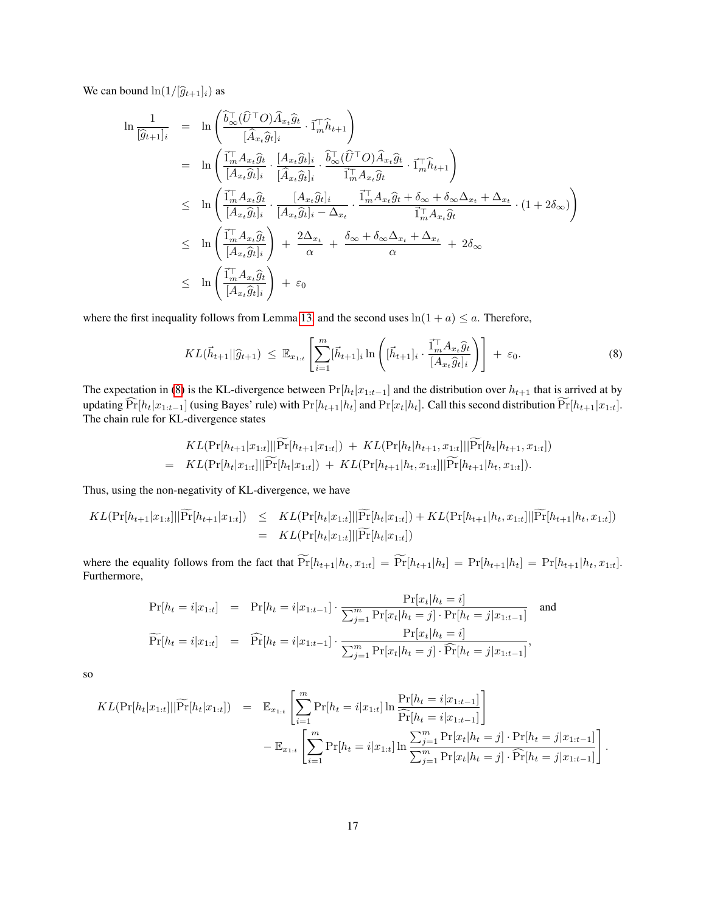We can bound $\ln(1/[\widehat{g}_{t+1}]_i)$ as

$$
\begin{aligned}
\ln \frac{1}{[\widehat{g}_{t+1}]_i} &= \ln\left( \frac{\widehat{b}_\infty^\top (\widehat{U}^\top O) \widehat{A}_{x_t} \widehat{g}_t}{[\widehat{A}_{x_t}\widehat{g}_t]_i} \cdot \vec{1}_m^\top \widehat{h}_{t+1} \right) \\
&= \ln\left( \frac{\vec{1}_m^\top A_{x_t} \widehat{g}_t}{[A_{x_t}\widehat{g}_t]_i} \cdot \frac{[A_{x_t}\widehat{g}_t]_i}{[\widehat{A}_{x_t}\widehat{g}_t]_i} \cdot \frac{\widehat{b}_\infty^\top (\widehat{U}^\top O) \widehat{A}_{x_t} \widehat{g}_t}{\vec{1}_m^\top A_{x_t} \widehat{g}_t} \cdot \vec{1}_m^\top \widehat{h}_{t+1} \right) \\
&\leq \ln\left( \frac{\vec{1}_m^\top A_{x_t} \widehat{g}_t}{[A_{x_t}\widehat{g}_t]_i} \cdot \frac{[A_{x_t}\widehat{g}_t]_i}{[A_{x_t}\widehat{g}_t]_i - \Delta_{x_t}} \cdot \frac{\vec{1}_m^\top A_{x_t} \widehat{g}_t + \delta_\infty + \delta_\infty \Delta_{x_t} + \Delta_{x_t}}{\vec{1}_m^\top A_{x_t} \widehat{g}_t} \cdot (1 + 2\delta_\infty) \right) \\
&\leq \ln\left( \frac{\vec{1}_m^\top A_{x_t} \widehat{g}_t}{[A_{x_t}\widehat{g}_t]_i} \right) \;+\; \frac{2\Delta_{x_t}}{\alpha} \;+\; \frac{\delta_\infty + \delta_\infty \Delta_{x_t} + \Delta_{x_t}}{\alpha} \;+\; 2\delta_\infty \\
&\leq \ln\left( \frac{\vec{1}_m^\top A_{x_t} \widehat{g}_t}{[A_{x_t}\widehat{g}_t]_i} \right) \;+\; \varepsilon_0
\end{aligned}
$$

where the first inequality follows from Lemma 13, and the second uses $\ln(1+a) \leq a$. Therefore,

$$
KL(\vec{h}_{t+1} \| \widehat{g}_{t+1}) \;\leq\; \mathbb{E}_{x_{1:t}} \left[ \sum_{i=1}^m [\vec{h}_{t+1}]_i \ln\left( [\vec{h}_{t+1}]_i \cdot \frac{\vec{1}_m^\top A_{x_t} \widehat{g}_t}{[A_{x_t}\widehat{g}_t]_i} \right) \right] \;+\; \varepsilon_0. \tag{8}
$$

The expectation in (8) is the KL-divergence between $\Pr[h_t|x_{1:t-1}]$ and the distribution over $h_{t+1}$ that is arrived at by updating $\widehat{\Pr}[h_t|x_{1:t-1}]$ (using Bayes' rule) with $\Pr[h_{t+1}|h_t]$ and $\Pr[x_t|h_t]$. Call this second distribution $\widetilde{\Pr}[h_{t+1}|x_{1:t}]$. The chain rule for KL-divergence states

$$
\begin{aligned}
& KL(\Pr[h_{t+1}|x_{1:t}] \| \widetilde{\Pr}[h_{t+1}|x_{1:t}]) \;+\; KL(\Pr[h_t|h_{t+1}, x_{1:t}] \| \widetilde{\Pr}[h_t|h_{t+1}, x_{1:t}]) \\
=\;& KL(\Pr[h_t|x_{1:t}] \| \widetilde{\Pr}[h_t|x_{1:t}]) \;+\; KL(\Pr[h_{t+1}|h_t, x_{1:t}] \| \widetilde{\Pr}[h_{t+1}|h_t, x_{1:t}]).
\end{aligned}
$$

Thus, using the non-negativity of KL-divergence, we have

$$
\begin{aligned}
KL(\Pr[h_{t+1}|x_{1:t}] \| \widetilde{\Pr}[h_{t+1}|x_{1:t}]) &\leq KL(\Pr[h_t|x_{1:t}] \| \widetilde{\Pr}[h_t|x_{1:t}]) + KL(\Pr[h_{t+1}|h_t, x_{1:t}] \| \widetilde{\Pr}[h_{t+1}|h_t, x_{1:t}]) \\
&= KL(\Pr[h_t|x_{1:t}] \| \widetilde{\Pr}[h_t|x_{1:t}])
\end{aligned}
$$

where the equality follows from the fact that $\widetilde{\Pr}[h_{t+1}|h_t, x_{1:t}] = \widetilde{\Pr}[h_{t+1}|h_t] = \Pr[h_{t+1}|h_t] = \Pr[h_{t+1}|h_t, x_{1:t}]$. Furthermore,

$$
\begin{aligned}
\Pr[h_t = i|x_{1:t}] &= \Pr[h_t = i|x_{1:t-1}] \cdot \frac{\Pr[x_t|h_t = i]}{\sum_{j=1}^m \Pr[x_t|h_t = j] \cdot \Pr[h_t = j|x_{1:t-1}]} \quad \text{and} \\
\widetilde{\Pr}[h_t = i|x_{1:t}] &= \widehat{\Pr}[h_t = i|x_{1:t-1}] \cdot \frac{\Pr[x_t|h_t = i]}{\sum_{j=1}^m \Pr[x_t|h_t = j] \cdot \widehat{\Pr}[h_t = j|x_{1:t-1}]},
\end{aligned}
$$

so

$$
\begin{aligned}
KL(\Pr[h_t|x_{1:t}] \| \widetilde{\Pr}[h_t|x_{1:t}]) &= \mathbb{E}_{x_{1:t}} \left[ \sum_{i=1}^m \Pr[h_t = i|x_{1:t}] \ln \frac{\Pr[h_t = i|x_{1:t-1}]}{\widehat{\Pr}[h_t = i|x_{1:t-1}]} \right] \\
&\quad - \mathbb{E}_{x_{1:t}} \left[ \sum_{i=1}^m \Pr[h_t = i|x_{1:t}] \ln \frac{\sum_{j=1}^m \Pr[x_t|h_t = j] \cdot \Pr[h_t = j|x_{1:t-1}]}{\sum_{j=1}^m \Pr[x_t|h_t = j] \cdot \widehat{\Pr}[h_t = j|x_{1:t-1}]} \right].
\end{aligned}
$$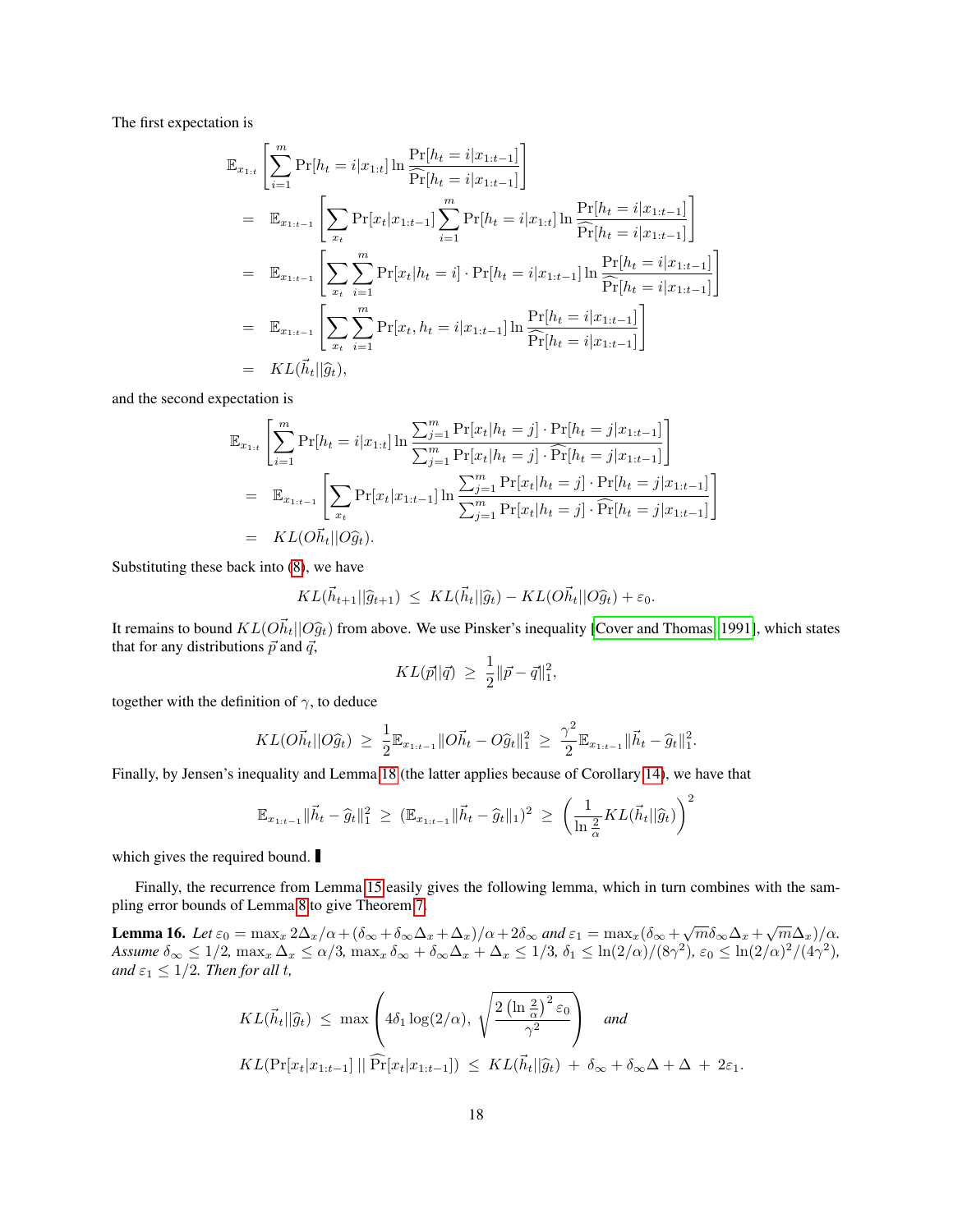The first expectation is

$$
\begin{aligned}
&\mathbb{E}_{x_{1:t}}\left[\sum_{i=1}^{m} \Pr[h_t = i | x_{1:t}] \ln \frac{\Pr[h_t = i|x_{1:t-1}]}{\widehat{\Pr}[h_t = i|x_{1:t-1}]}\right] \\
&= \mathbb{E}_{x_{1:t-1}}\left[\sum_{x_t} \Pr[x_t|x_{1:t-1}] \sum_{i=1}^{m} \Pr[h_t = i|x_{1:t}] \ln \frac{\Pr[h_t = i|x_{1:t-1}]}{\widehat{\Pr}[h_t = i|x_{1:t-1}]}\right] \\
&= \mathbb{E}_{x_{1:t-1}}\left[\sum_{x_t} \sum_{i=1}^{m} \Pr[x_t|h_t = i] \cdot \Pr[h_t = i|x_{1:t-1}] \ln \frac{\Pr[h_t = i|x_{1:t-1}]}{\widehat{\Pr}[h_t = i|x_{1:t-1}]}\right] \\
&= \mathbb{E}_{x_{1:t-1}}\left[\sum_{x_t} \sum_{i=1}^{m} \Pr[x_t, h_t = i|x_{1:t-1}] \ln \frac{\Pr[h_t = i|x_{1:t-1}]}{\widehat{\Pr}[h_t = i|x_{1:t-1}]}\right] \\
&= KL(\vec{h}_t || \widehat{g}_t),
\end{aligned}
$$

and the second expectation is

$$
\begin{aligned}
&\mathbb{E}_{x_{1:t}}\left[\sum_{i=1}^{m} \Pr[h_t = i|x_{1:t}] \ln \frac{\sum_{j=1}^{m} \Pr[x_t|h_t = j] \cdot \Pr[h_t = j|x_{1:t-1}]}{\sum_{j=1}^{m} \Pr[x_t|h_t = j] \cdot \widehat{\Pr}[h_t = j|x_{1:t-1}]}\right] \\
&= \mathbb{E}_{x_{1:t-1}}\left[\sum_{x_t} \Pr[x_t|x_{1:t-1}] \ln \frac{\sum_{j=1}^{m} \Pr[x_t|h_t = j] \cdot \Pr[h_t = j|x_{1:t-1}]}{\sum_{j=1}^{m} \Pr[x_t|h_t = j] \cdot \widehat{\Pr}[h_t = j|x_{1:t-1}]}\right] \\
&= KL(O\vec{h}_t || O\widehat{g}_t).
\end{aligned}
$$

Substituting these back into (8), we have

$$
KL(\vec{h}_{t+1} || \widehat{g}_{t+1}) \;\leq\; KL(\vec{h}_t || \widehat{g}_t) - KL(O\vec{h}_t || O\widehat{g}_t) + \varepsilon_0.
$$

It remains to bound $KL(O\vec{h}_t || O\widehat{g}_t)$ from above. We use Pinsker's inequality [Cover and Thomas, 1991], which states that for any distributions $\vec{p}$ and $\vec{q}$,

$$
KL(\vec{p} || \vec{q}) \;\geq\; \frac{1}{2}\|\vec{p} - \vec{q}\|_1^2,
$$

together with the definition of $\gamma$, to deduce

$$
KL(O\vec{h}_t || O\widehat{g}_t) \;\geq\; \frac{1}{2}\mathbb{E}_{x_{1:t-1}}\|O\vec{h}_t - O\widehat{g}_t\|_1^2 \;\geq\; \frac{\gamma^2}{2}\mathbb{E}_{x_{1:t-1}}\|\vec{h}_t - \widehat{g}_t\|_1^2.
$$

Finally, by Jensen's inequality and Lemma 18 (the latter applies because of Corollary 14), we have that

$$
\mathbb{E}_{x_{1:t-1}}\|\vec{h}_t - \widehat{g}_t\|_1^2 \;\geq\; (\mathbb{E}_{x_{1:t-1}}\|\vec{h}_t - \widehat{g}_t\|_1)^2 \;\geq\; \left(\frac{1}{\ln \frac{2}{\alpha}} KL(\vec{h}_t || \widehat{g}_t)\right)^2
$$

which gives the required bound. ∎

Finally, the recurrence from Lemma 15 easily gives the following lemma, which in turn combines with the sampling error bounds of Lemma 8 to give Theorem 7.

**Lemma 16.** *Let $\varepsilon_0 = \max_x 2\Delta_x/\alpha + (\delta_\infty + \delta_\infty\Delta_x + \Delta_x)/\alpha + 2\delta_\infty$ and $\varepsilon_1 = \max_x(\delta_\infty + \sqrt{m}\delta_\infty\Delta_x + \sqrt{m}\Delta_x)/\alpha$. Assume $\delta_\infty \leq 1/2$, $\max_x \Delta_x \leq \alpha/3$, $\max_x \delta_\infty + \delta_\infty\Delta_x + \Delta_x \leq 1/3$, $\delta_1 \leq \ln(2/\alpha)/(8\gamma^2)$, $\varepsilon_0 \leq \ln(2/\alpha)^2/(4\gamma^2)$, and $\varepsilon_1 \leq 1/2$. Then for all $t$,*

$$
KL(\vec{h}_t || \widehat{g}_t) \;\leq\; \max\left(4\delta_1 \log(2/\alpha),\; \sqrt{\frac{2\left(\ln\frac{2}{\alpha}\right)^2 \varepsilon_0}{\gamma^2}}\right) \quad \textit{and}
$$

$$
KL(\Pr[x_t|x_{1:t-1}] \;||\; \widehat{\Pr}[x_t|x_{1:t-1}]) \;\leq\; KL(\vec{h}_t || \widehat{g}_t) \;+\; \delta_\infty + \delta_\infty\Delta + \Delta \;+\; 2\varepsilon_1.
$$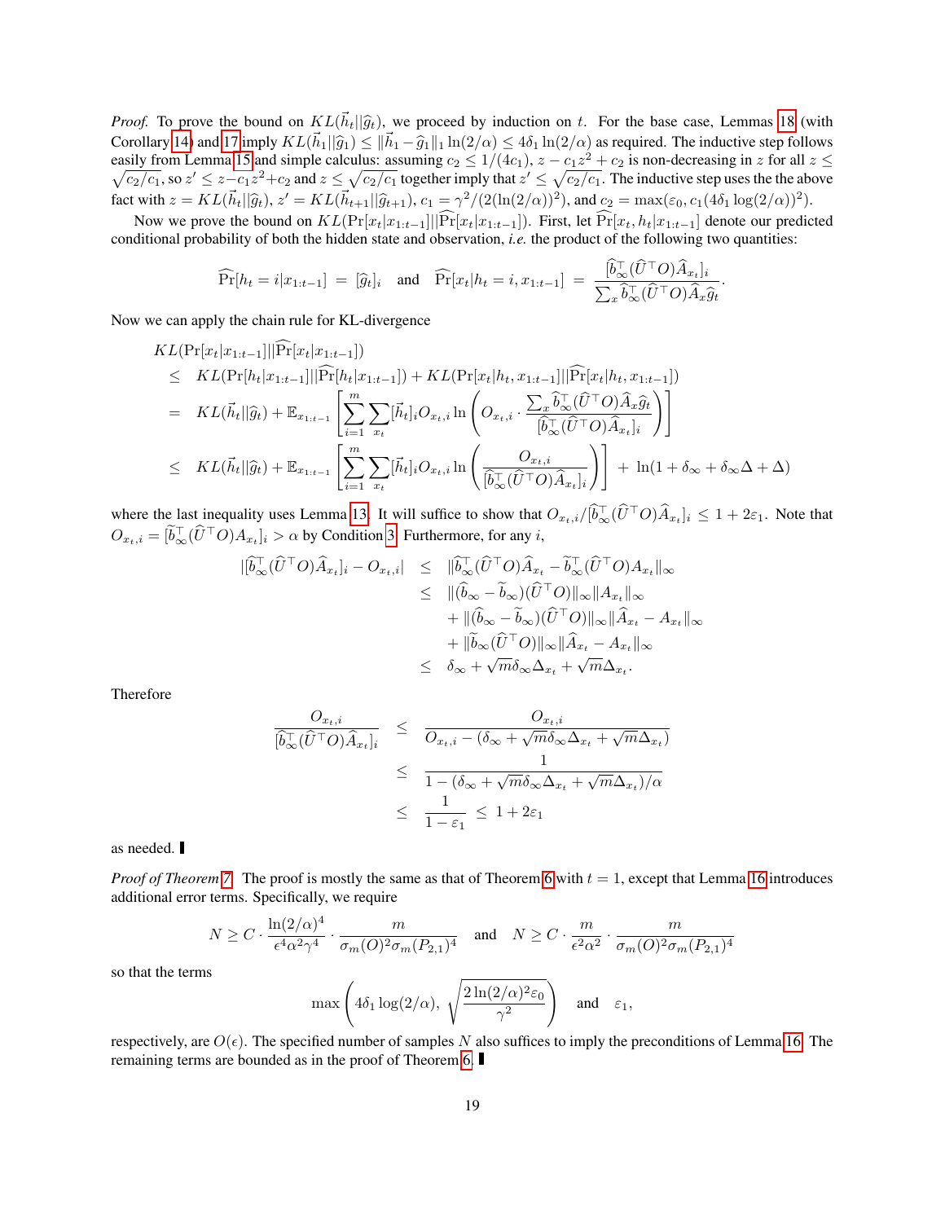*Proof.* To prove the bound on $KL(\vec{h}_t||\widehat{g}_t)$, we proceed by induction on $t$. For the base case, Lemmas 18 (with Corollary 14) and 17 imply $KL(\vec{h}_1||\widehat{g}_1) \leq \|\vec{h}_1 - \widehat{g}_1\|_1 \ln(2/\alpha) \leq 4\delta_1 \ln(2/\alpha)$ as required. The inductive step follows easily from Lemma 15 and simple calculus: assuming $c_2 \leq 1/(4c_1)$, $z - c_1 z^2 + c_2$ is non-decreasing in $z$ for all $z \leq \sqrt{c_2/c_1}$, so $z' \leq z - c_1 z^2 + c_2$ and $z \leq \sqrt{c_2/c_1}$ together imply that $z' \leq \sqrt{c_2/c_1}$. The inductive step uses the the above fact with $z = KL(\vec{h}_t||\widehat{g}_t)$, $z' = KL(\vec{h}_{t+1}||\widehat{g}_{t+1})$, $c_1 = \gamma^2/(2(\ln(2/\alpha))^2)$, and $c_2 = \max(\varepsilon_0, c_1(4\delta_1 \log(2/\alpha))^2)$.

Now we prove the bound on $KL(\Pr[x_t|x_{1:t-1}]||\widehat{\Pr}[x_t|x_{1:t-1}])$. First, let $\widehat{\Pr}[x_t, h_t|x_{1:t-1}]$ denote our predicted conditional probability of both the hidden state and observation, *i.e.* the product of the following two quantities:

$$\widehat{\Pr}[h_t = i|x_{1:t-1}] = [\widehat{g}_t]_i \quad \text{and} \quad \widehat{\Pr}[x_t|h_t = i, x_{1:t-1}] = \frac{[\widehat{b}_\infty^\top(\widehat{U}^\top O)\widehat{A}_{x_t}]_i}{\sum_x \widehat{b}_\infty^\top(\widehat{U}^\top O)\widehat{A}_x \widehat{g}_t}.$$

Now we can apply the chain rule for KL-divergence

$$\begin{aligned}
&KL(\Pr[x_t|x_{1:t-1}]||\widehat{\Pr}[x_t|x_{1:t-1}]) \\
&\leq \; KL(\Pr[h_t|x_{1:t-1}]||\widehat{\Pr}[h_t|x_{1:t-1}]) + KL(\Pr[x_t|h_t, x_{1:t-1}]||\widehat{\Pr}[x_t|h_t, x_{1:t-1}]) \\
&= \; KL(\vec{h}_t||\widehat{g}_t) + \mathbb{E}_{x_{1:t-1}}\left[\sum_{i=1}^m \sum_{x_t} [\vec{h}_t]_i O_{x_t,i} \ln\left(O_{x_t,i} \cdot \frac{\sum_x \widehat{b}_\infty^\top(\widehat{U}^\top O)\widehat{A}_x \widehat{g}_t}{[\widehat{b}_\infty^\top(\widehat{U}^\top O)\widehat{A}_{x_t}]_i}\right)\right] \\
&\leq \; KL(\vec{h}_t||\widehat{g}_t) + \mathbb{E}_{x_{1:t-1}}\left[\sum_{i=1}^m \sum_{x_t} [\vec{h}_t]_i O_{x_t,i} \ln\left(\frac{O_{x_t,i}}{[\widehat{b}_\infty^\top(\widehat{U}^\top O)\widehat{A}_{x_t}]_i}\right)\right] + \ln(1 + \delta_\infty + \delta_\infty\Delta + \Delta)
\end{aligned}$$

where the last inequality uses Lemma 13. It will suffice to show that $O_{x_t,i}/[\widehat{b}_\infty^\top(\widehat{U}^\top O)\widehat{A}_{x_t}]_i \leq 1 + 2\varepsilon_1$. Note that $O_{x_t,i} = [\widetilde{b}_\infty^\top(\widehat{U}^\top O)A_{x_t}]_i > \alpha$ by Condition 3. Furthermore, for any $i$,

$$\begin{aligned}
|[\widehat{b}_\infty^\top(\widehat{U}^\top O)\widehat{A}_{x_t}]_i - O_{x_t,i}| &\leq \|\widehat{b}_\infty^\top(\widehat{U}^\top O)\widehat{A}_{x_t} - \widetilde{b}_\infty^\top(\widehat{U}^\top O)A_{x_t}\|_\infty \\
&\leq \|(\widehat{b}_\infty - \widetilde{b}_\infty)(\widehat{U}^\top O)\|_\infty \|A_{x_t}\|_\infty \\
&\quad + \|(\widehat{b}_\infty - \widetilde{b}_\infty)(\widehat{U}^\top O)\|_\infty \|\widehat{A}_{x_t} - A_{x_t}\|_\infty \\
&\quad + \|\widetilde{b}_\infty(\widehat{U}^\top O)\|_\infty \|\widehat{A}_{x_t} - A_{x_t}\|_\infty \\
&\leq \delta_\infty + \sqrt{m}\delta_\infty\Delta_{x_t} + \sqrt{m}\Delta_{x_t}.
\end{aligned}$$

Therefore

$$\begin{aligned}
\frac{O_{x_t,i}}{[\widehat{b}_\infty^\top(\widehat{U}^\top O)\widehat{A}_{x_t}]_i} &\leq \frac{O_{x_t,i}}{O_{x_t,i} - (\delta_\infty + \sqrt{m}\delta_\infty\Delta_{x_t} + \sqrt{m}\Delta_{x_t})} \\
&\leq \frac{1}{1 - (\delta_\infty + \sqrt{m}\delta_\infty\Delta_{x_t} + \sqrt{m}\Delta_{x_t})/\alpha} \\
&\leq \frac{1}{1 - \varepsilon_1} \leq 1 + 2\varepsilon_1
\end{aligned}$$

as needed. ∎

*Proof of Theorem 7.* The proof is mostly the same as that of Theorem 6 with $t = 1$, except that Lemma 16 introduces additional error terms. Specifically, we require

$$N \geq C \cdot \frac{\ln(2/\alpha)^4}{\epsilon^4\alpha^2\gamma^4} \cdot \frac{m}{\sigma_m(O)^2\sigma_m(P_{2,1})^4} \quad \text{and} \quad N \geq C \cdot \frac{m}{\epsilon^2\alpha^2} \cdot \frac{m}{\sigma_m(O)^2\sigma_m(P_{2,1})^4}$$

so that the terms

$$\max\left(4\delta_1 \log(2/\alpha), \sqrt{\frac{2\ln(2/\alpha)^2\varepsilon_0}{\gamma^2}}\right) \quad \text{and} \quad \varepsilon_1,$$

respectively, are $O(\epsilon)$. The specified number of samples $N$ also suffices to imply the preconditions of Lemma 16. The remaining terms are bounded as in the proof of Theorem 6. ∎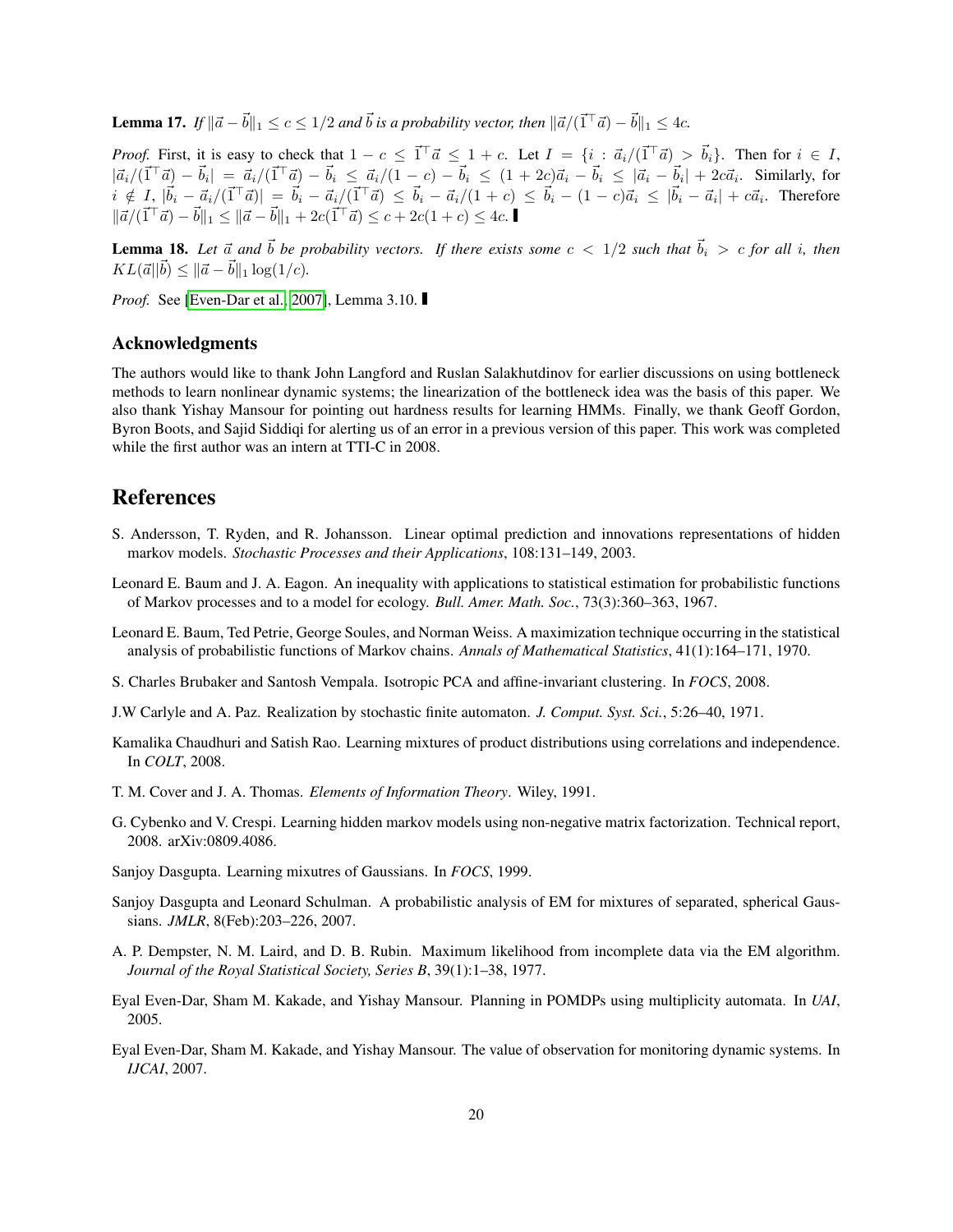**Lemma 17.** *If $\|\vec{a} - \vec{b}\|_1 \leq c \leq 1/2$ and $\vec{b}$ is a probability vector, then $\|\vec{a}/(\vec{1}^\top \vec{a}) - \vec{b}\|_1 \leq 4c$.*

*Proof.* First, it is easy to check that $1 - c \leq \vec{1}^\top \vec{a} \leq 1 + c$. Let $I = \{i : \vec{a}_i/(\vec{1}^\top \vec{a}) > \vec{b}_i\}$. Then for $i \in I$, $|\vec{a}_i/(\vec{1}^\top \vec{a}) - \vec{b}_i| = \vec{a}_i/(\vec{1}^\top \vec{a}) - \vec{b}_i \leq \vec{a}_i/(1-c) - \vec{b}_i \leq (1+2c)\vec{a}_i - \vec{b}_i \leq |\vec{a}_i - \vec{b}_i| + 2c\vec{a}_i$. Similarly, for $i \notin I$, $|\vec{b}_i - \vec{a}_i/(\vec{1}^\top \vec{a})| = \vec{b}_i - \vec{a}_i/(\vec{1}^\top \vec{a}) \leq \vec{b}_i - \vec{a}_i/(1+c) \leq \vec{b}_i - (1-c)\vec{a}_i \leq |\vec{b}_i - \vec{a}_i| + c\vec{a}_i$. Therefore $\|\vec{a}/(\vec{1}^\top \vec{a}) - \vec{b}\|_1 \leq \|\vec{a} - \vec{b}\|_1 + 2c(\vec{1}^\top \vec{a}) \leq c + 2c(1+c) \leq 4c$. ∎

**Lemma 18.** *Let $\vec{a}$ and $\vec{b}$ be probability vectors. If there exists some $c < 1/2$ such that $\vec{b}_i > c$ for all $i$, then $KL(\vec{a}\|\vec{b}) \leq \|\vec{a} - \vec{b}\|_1 \log(1/c)$.*

*Proof.* See [Even-Dar et al., 2007], Lemma 3.10. ∎

## Acknowledgments

The authors would like to thank John Langford and Ruslan Salakhutdinov for earlier discussions on using bottleneck methods to learn nonlinear dynamic systems; the linearization of the bottleneck idea was the basis of this paper. We also thank Yishay Mansour for pointing out hardness results for learning HMMs. Finally, we thank Geoff Gordon, Byron Boots, and Sajid Siddiqi for alerting us of an error in a previous version of this paper. This work was completed while the first author was an intern at TTI-C in 2008.

# References

S. Andersson, T. Ryden, and R. Johansson. Linear optimal prediction and innovations representations of hidden markov models. *Stochastic Processes and their Applications*, 108:131–149, 2003.

Leonard E. Baum and J. A. Eagon. An inequality with applications to statistical estimation for probabilistic functions of Markov processes and to a model for ecology. *Bull. Amer. Math. Soc.*, 73(3):360–363, 1967.

Leonard E. Baum, Ted Petrie, George Soules, and Norman Weiss. A maximization technique occurring in the statistical analysis of probabilistic functions of Markov chains. *Annals of Mathematical Statistics*, 41(1):164–171, 1970.

S. Charles Brubaker and Santosh Vempala. Isotropic PCA and affine-invariant clustering. In *FOCS*, 2008.

J.W Carlyle and A. Paz. Realization by stochastic finite automaton. *J. Comput. Syst. Sci.*, 5:26–40, 1971.

Kamalika Chaudhuri and Satish Rao. Learning mixtures of product distributions using correlations and independence. In *COLT*, 2008.

T. M. Cover and J. A. Thomas. *Elements of Information Theory*. Wiley, 1991.

G. Cybenko and V. Crespi. Learning hidden markov models using non-negative matrix factorization. Technical report, 2008. arXiv:0809.4086.

Sanjoy Dasgupta. Learning mixutres of Gaussians. In *FOCS*, 1999.

Sanjoy Dasgupta and Leonard Schulman. A probabilistic analysis of EM for mixtures of separated, spherical Gaussians. *JMLR*, 8(Feb):203–226, 2007.

A. P. Dempster, N. M. Laird, and D. B. Rubin. Maximum likelihood from incomplete data via the EM algorithm. *Journal of the Royal Statistical Society, Series B*, 39(1):1–38, 1977.

Eyal Even-Dar, Sham M. Kakade, and Yishay Mansour. Planning in POMDPs using multiplicity automata. In *UAI*, 2005.

Eyal Even-Dar, Sham M. Kakade, and Yishay Mansour. The value of observation for monitoring dynamic systems. In *IJCAI*, 2007.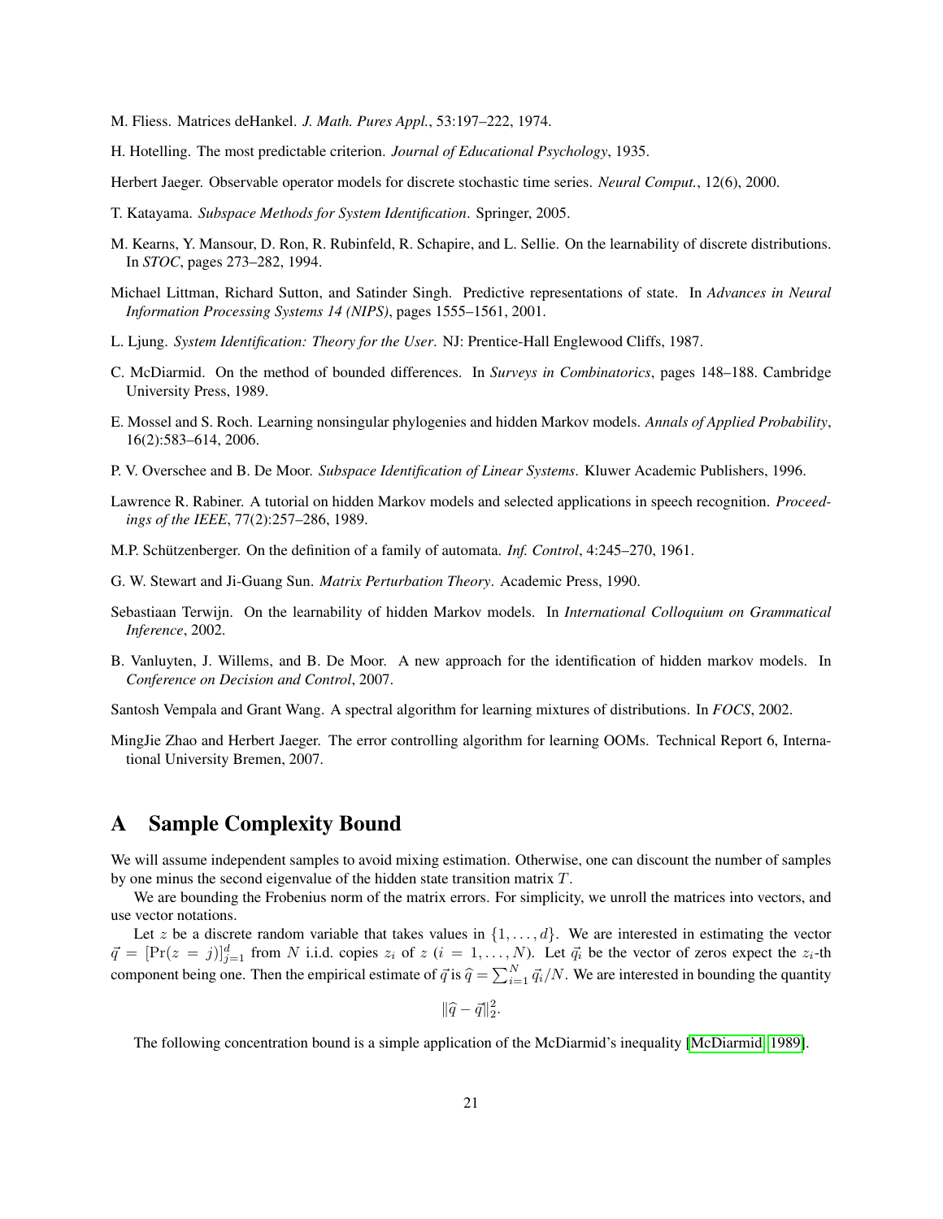M. Fliess. Matrices deHankel. *J. Math. Pures Appl.*, 53:197–222, 1974.

H. Hotelling. The most predictable criterion. *Journal of Educational Psychology*, 1935.

Herbert Jaeger. Observable operator models for discrete stochastic time series. *Neural Comput.*, 12(6), 2000.

T. Katayama. *Subspace Methods for System Identification*. Springer, 2005.

M. Kearns, Y. Mansour, D. Ron, R. Rubinfeld, R. Schapire, and L. Sellie. On the learnability of discrete distributions. In *STOC*, pages 273–282, 1994.

Michael Littman, Richard Sutton, and Satinder Singh. Predictive representations of state. In *Advances in Neural Information Processing Systems 14 (NIPS)*, pages 1555–1561, 2001.

L. Ljung. *System Identification: Theory for the User*. NJ: Prentice-Hall Englewood Cliffs, 1987.

C. McDiarmid. On the method of bounded differences. In *Surveys in Combinatorics*, pages 148–188. Cambridge University Press, 1989.

E. Mossel and S. Roch. Learning nonsingular phylogenies and hidden Markov models. *Annals of Applied Probability*, 16(2):583–614, 2006.

P. V. Overschee and B. De Moor. *Subspace Identification of Linear Systems*. Kluwer Academic Publishers, 1996.

Lawrence R. Rabiner. A tutorial on hidden Markov models and selected applications in speech recognition. *Proceedings of the IEEE*, 77(2):257–286, 1989.

M.P. Schützenberger. On the definition of a family of automata. *Inf. Control*, 4:245–270, 1961.

G. W. Stewart and Ji-Guang Sun. *Matrix Perturbation Theory*. Academic Press, 1990.

Sebastiaan Terwijn. On the learnability of hidden Markov models. In *International Colloquium on Grammatical Inference*, 2002.

B. Vanluyten, J. Willems, and B. De Moor. A new approach for the identification of hidden markov models. In *Conference on Decision and Control*, 2007.

Santosh Vempala and Grant Wang. A spectral algorithm for learning mixtures of distributions. In *FOCS*, 2002.

MingJie Zhao and Herbert Jaeger. The error controlling algorithm for learning OOMs. Technical Report 6, International University Bremen, 2007.

# A Sample Complexity Bound

We will assume independent samples to avoid mixing estimation. Otherwise, one can discount the number of samples by one minus the second eigenvalue of the hidden state transition matrix $T$.

We are bounding the Frobenius norm of the matrix errors. For simplicity, we unroll the matrices into vectors, and use vector notations.

Let $z$ be a discrete random variable that takes values in $\{1, \ldots, d\}$. We are interested in estimating the vector $\vec{q} = [\Pr(z = j)]_{j=1}^d$ from $N$ i.i.d. copies $z_i$ of $z$ ($i = 1, \ldots, N$). Let $\vec{q}_i$ be the vector of zeros expect the $z_i$-th component being one. Then the empirical estimate of $\vec{q}$ is $\widehat{q} = \sum_{i=1}^N \vec{q}_i / N$. We are interested in bounding the quantity

$$\|\widehat{q} - \vec{q}\|_2^2.$$

The following concentration bound is a simple application of the McDiarmid's inequality [McDiarmid, 1989].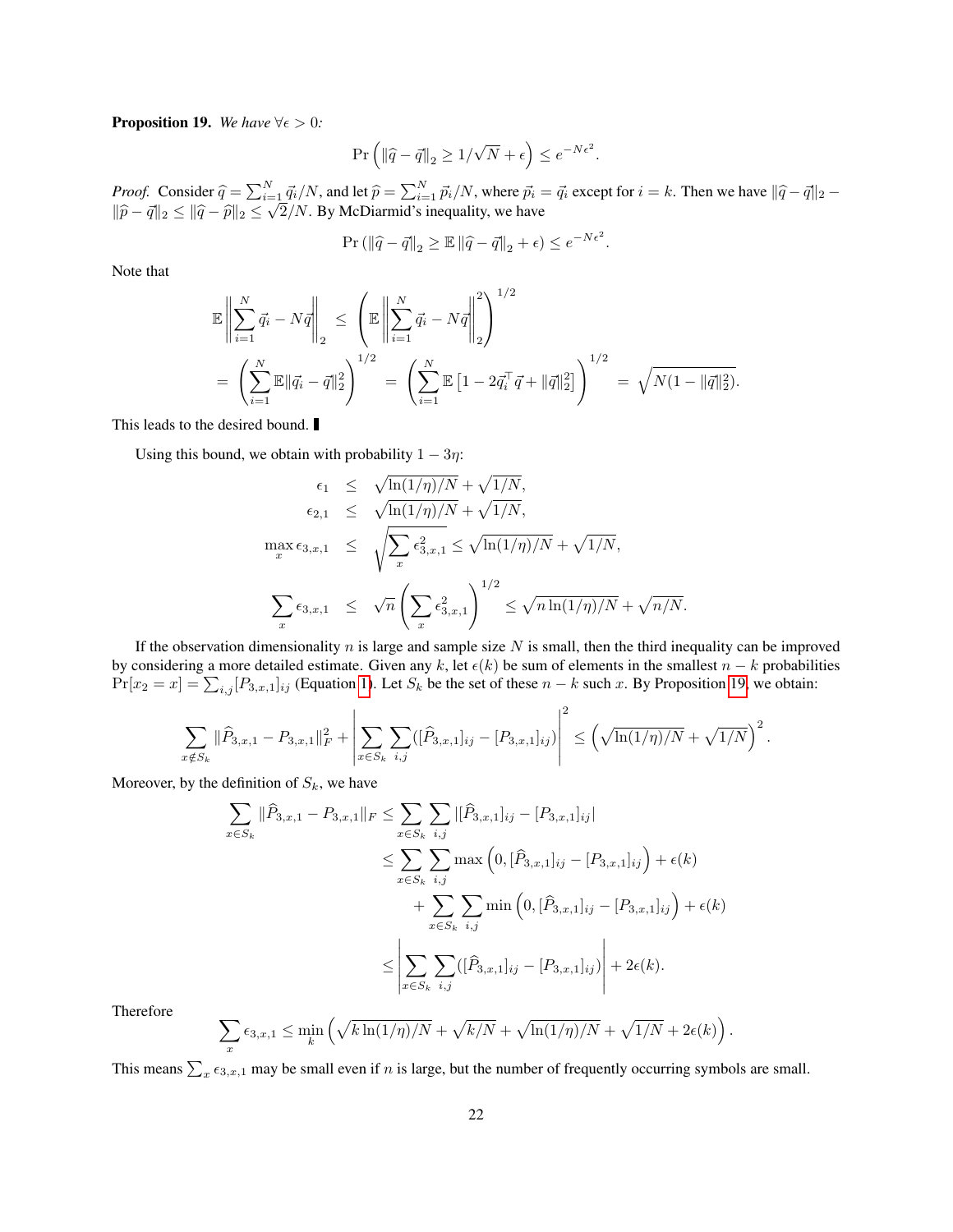**Proposition 19.** *We have* $\forall \epsilon > 0$*:*

$$\Pr\left(\|\widehat{q} - \vec{q}\|_2 \geq 1/\sqrt{N} + \epsilon\right) \leq e^{-N\epsilon^2}.$$

*Proof.* Consider $\widehat{q} = \sum_{i=1}^N \vec{q}_i/N$, and let $\widehat{p} = \sum_{i=1}^N \vec{p}_i/N$, where $\vec{p}_i = \vec{q}_i$ except for $i = k$. Then we have $\|\widehat{q} - \vec{q}\|_2 - \|\widehat{p} - \vec{q}\|_2 \leq \|\widehat{q} - \widehat{p}\|_2 \leq \sqrt{2}/N$. By McDiarmid's inequality, we have

$$\Pr\left(\|\widehat{q} - \vec{q}\|_2 \geq \mathbb{E}\,\|\widehat{q} - \vec{q}\|_2 + \epsilon\right) \leq e^{-N\epsilon^2}.$$

Note that

$$\begin{aligned}
\mathbb{E}\left\|\sum_{i=1}^N \vec{q}_i - N\vec{q}\right\|_2 \;&\leq\; \left(\mathbb{E}\left\|\sum_{i=1}^N \vec{q}_i - N\vec{q}\right\|_2^2\right)^{1/2} \\
=\; \left(\sum_{i=1}^N \mathbb{E}\|\vec{q}_i - \vec{q}\|_2^2\right)^{1/2} \;&=\; \left(\sum_{i=1}^N \mathbb{E}\left[1 - 2\vec{q}_i^\top \vec{q} + \|\vec{q}\|_2^2\right]\right)^{1/2} \;=\; \sqrt{N(1 - \|\vec{q}\|_2^2)}.
\end{aligned}$$

This leads to the desired bound. ∎

Using this bound, we obtain with probability $1 - 3\eta$:

$$\begin{aligned}
\epsilon_1 \;&\leq\; \sqrt{\ln(1/\eta)/N} + \sqrt{1/N}, \\
\epsilon_{2,1} \;&\leq\; \sqrt{\ln(1/\eta)/N} + \sqrt{1/N}, \\
\max_x \epsilon_{3,x,1} \;&\leq\; \sqrt{\sum_x \epsilon_{3,x,1}^2} \leq \sqrt{\ln(1/\eta)/N} + \sqrt{1/N}, \\
\sum_x \epsilon_{3,x,1} \;&\leq\; \sqrt{n}\left(\sum_x \epsilon_{3,x,1}^2\right)^{1/2} \leq \sqrt{n\ln(1/\eta)/N} + \sqrt{n/N}.
\end{aligned}$$

If the observation dimensionality $n$ is large and sample size $N$ is small, then the third inequality can be improved by considering a more detailed estimate. Given any $k$, let $\epsilon(k)$ be sum of elements in the smallest $n - k$ probabilities $\Pr[x_2 = x] = \sum_{i,j}[P_{3,x,1}]_{ij}$ (Equation 1). Let $S_k$ be the set of these $n - k$ such $x$. By Proposition 19, we obtain:

$$\sum_{x \notin S_k} \|\widehat{P}_{3,x,1} - P_{3,x,1}\|_F^2 + \left|\sum_{x \in S_k} \sum_{i,j} ([\widehat{P}_{3,x,1}]_{ij} - [P_{3,x,1}]_{ij})\right|^2 \leq \left(\sqrt{\ln(1/\eta)/N} + \sqrt{1/N}\right)^2.$$

Moreover, by the definition of $S_k$, we have

$$\begin{aligned}
\sum_{x \in S_k} \|\widehat{P}_{3,x,1} - P_{3,x,1}\|_F \leq& \sum_{x \in S_k} \sum_{i,j} |[\widehat{P}_{3,x,1}]_{ij} - [P_{3,x,1}]_{ij}| \\
\leq& \sum_{x \in S_k} \sum_{i,j} \max\left(0, [\widehat{P}_{3,x,1}]_{ij} - [P_{3,x,1}]_{ij}\right) + \epsilon(k) \\
&+ \sum_{x \in S_k} \sum_{i,j} \min\left(0, [\widehat{P}_{3,x,1}]_{ij} - [P_{3,x,1}]_{ij}\right) + \epsilon(k) \\
\leq& \left|\sum_{x \in S_k} \sum_{i,j} ([\widehat{P}_{3,x,1}]_{ij} - [P_{3,x,1}]_{ij})\right| + 2\epsilon(k).
\end{aligned}$$

Therefore

$$\sum_x \epsilon_{3,x,1} \leq \min_k \left(\sqrt{k\ln(1/\eta)/N} + \sqrt{k/N} + \sqrt{\ln(1/\eta)/N} + \sqrt{1/N} + 2\epsilon(k)\right).$$

This means $\sum_x \epsilon_{3,x,1}$ may be small even if $n$ is large, but the number of frequently occurring symbols are small.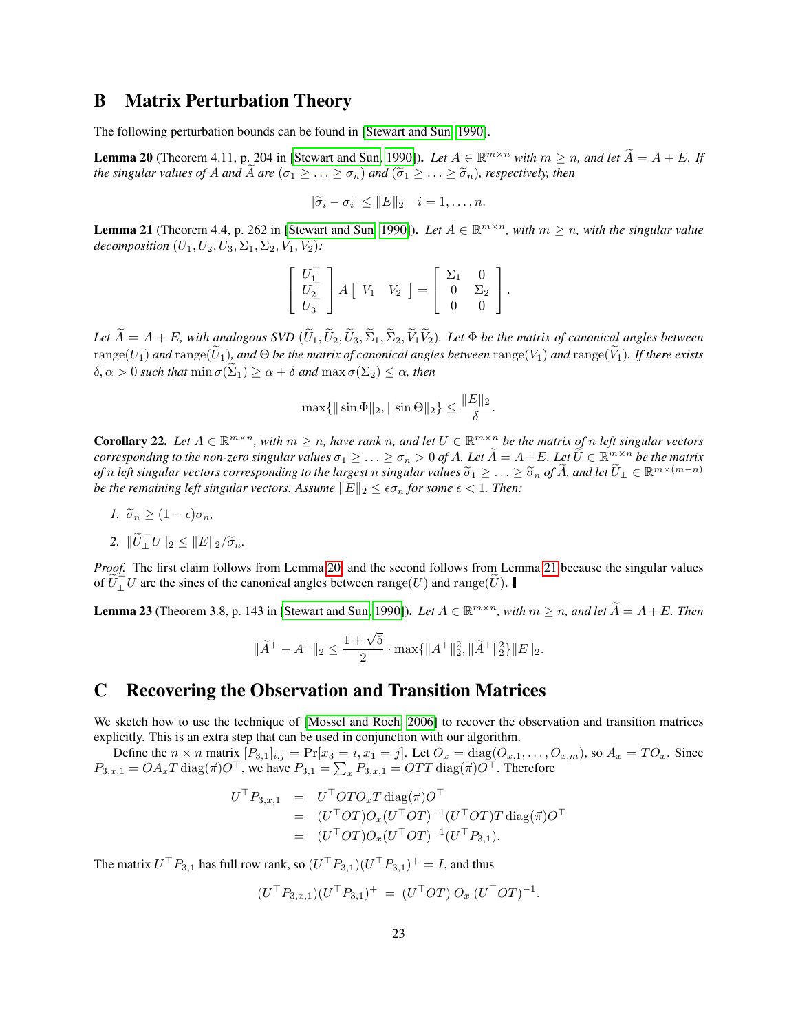# B Matrix Perturbation Theory

The following perturbation bounds can be found in [Stewart and Sun, 1990].

**Lemma 20** (Theorem 4.11, p. 204 in [Stewart and Sun, 1990]). *Let $A \in \mathbb{R}^{m \times n}$ with $m \geq n$, and let $\widetilde{A} = A + E$. If the singular values of $A$ and $\widetilde{A}$ are $(\sigma_1 \geq \ldots \geq \sigma_n)$ and $(\widetilde{\sigma}_1 \geq \ldots \geq \widetilde{\sigma}_n)$, respectively, then*

$$|\widetilde{\sigma}_i - \sigma_i| \leq \|E\|_2 \quad i = 1, \ldots, n.$$

**Lemma 21** (Theorem 4.4, p. 262 in [Stewart and Sun, 1990]). *Let $A \in \mathbb{R}^{m \times n}$, with $m \geq n$, with the singular value decomposition $(U_1, U_2, U_3, \Sigma_1, \Sigma_2, V_1, V_2)$:*

$$\begin{bmatrix} U_1^\top \\ U_2^\top \\ U_3^\top \end{bmatrix} A \begin{bmatrix} V_1 & V_2 \end{bmatrix} = \begin{bmatrix} \Sigma_1 & 0 \\ 0 & \Sigma_2 \\ 0 & 0 \end{bmatrix}.$$

*Let $\widetilde{A} = A + E$, with analogous SVD $(\widetilde{U}_1, \widetilde{U}_2, \widetilde{U}_3, \widetilde{\Sigma}_1, \widetilde{\Sigma}_2, \widetilde{V}_1 \widetilde{V}_2)$. Let $\Phi$ be the matrix of canonical angles between $\mathrm{range}(U_1)$ and $\mathrm{range}(\widetilde{U}_1)$, and $\Theta$ be the matrix of canonical angles between $\mathrm{range}(V_1)$ and $\mathrm{range}(\widetilde{V}_1)$. If there exists $\delta, \alpha > 0$ such that $\min \sigma(\widetilde{\Sigma}_1) \geq \alpha + \delta$ and $\max \sigma(\Sigma_2) \leq \alpha$, then*

$$\max\{\|\sin \Phi\|_2, \|\sin \Theta\|_2\} \leq \frac{\|E\|_2}{\delta}.$$

**Corollary 22.** *Let $A \in \mathbb{R}^{m \times n}$, with $m \geq n$, have rank $n$, and let $U \in \mathbb{R}^{m \times n}$ be the matrix of $n$ left singular vectors corresponding to the non-zero singular values $\sigma_1 \geq \ldots \geq \sigma_n > 0$ of $A$. Let $\widetilde{A} = A + E$. Let $\widetilde{U} \in \mathbb{R}^{m \times n}$ be the matrix of $n$ left singular vectors corresponding to the largest $n$ singular values $\widetilde{\sigma}_1 \geq \ldots \geq \widetilde{\sigma}_n$ of $\widetilde{A}$, and let $\widetilde{U}_\perp \in \mathbb{R}^{m \times (m-n)}$ be the remaining left singular vectors. Assume $\|E\|_2 \leq \epsilon \sigma_n$ for some $\epsilon < 1$. Then:*

1. *$\widetilde{\sigma}_n \geq (1 - \epsilon)\sigma_n$,*
2. *$\|\widetilde{U}_\perp^\top U\|_2 \leq \|E\|_2 / \widetilde{\sigma}_n$.*

*Proof.* The first claim follows from Lemma 20, and the second follows from Lemma 21 because the singular values of $\widetilde{U}_\perp^\top U$ are the sines of the canonical angles between $\mathrm{range}(U)$ and $\mathrm{range}(\widetilde{U})$. ∎

**Lemma 23** (Theorem 3.8, p. 143 in [Stewart and Sun, 1990]). *Let $A \in \mathbb{R}^{m \times n}$, with $m \geq n$, and let $\widetilde{A} = A + E$. Then*

$$\|\widetilde{A}^+ - A^+\|_2 \leq \frac{1 + \sqrt{5}}{2} \cdot \max\{\|A^+\|_2^2, \|\widetilde{A}^+\|_2^2\} \|E\|_2.$$

# C Recovering the Observation and Transition Matrices

We sketch how to use the technique of [Mossel and Roch, 2006] to recover the observation and transition matrices explicitly. This is an extra step that can be used in conjunction with our algorithm.

Define the $n \times n$ matrix $[P_{3,1}]_{i,j} = \Pr[x_3 = i, x_1 = j]$. Let $O_x = \mathrm{diag}(O_{x,1}, \ldots, O_{x,m})$, so $A_x = TO_x$. Since $P_{3,x,1} = OA_xT \,\mathrm{diag}(\vec{\pi})O^\top$, we have $P_{3,1} = \sum_x P_{3,x,1} = OTT \,\mathrm{diag}(\vec{\pi})O^\top$. Therefore

$$\begin{aligned}
U^\top P_{3,x,1} &= U^\top OTO_xT \,\mathrm{diag}(\vec{\pi})O^\top \\
&= (U^\top OT)O_x(U^\top OT)^{-1}(U^\top OT)T \,\mathrm{diag}(\vec{\pi})O^\top \\
&= (U^\top OT)O_x(U^\top OT)^{-1}(U^\top P_{3,1}).
\end{aligned}$$

The matrix $U^\top P_{3,1}$ has full row rank, so $(U^\top P_{3,1})(U^\top P_{3,1})^+ = I$, and thus

$$(U^\top P_{3,x,1})(U^\top P_{3,1})^+ = (U^\top OT)\, O_x \,(U^\top OT)^{-1}.$$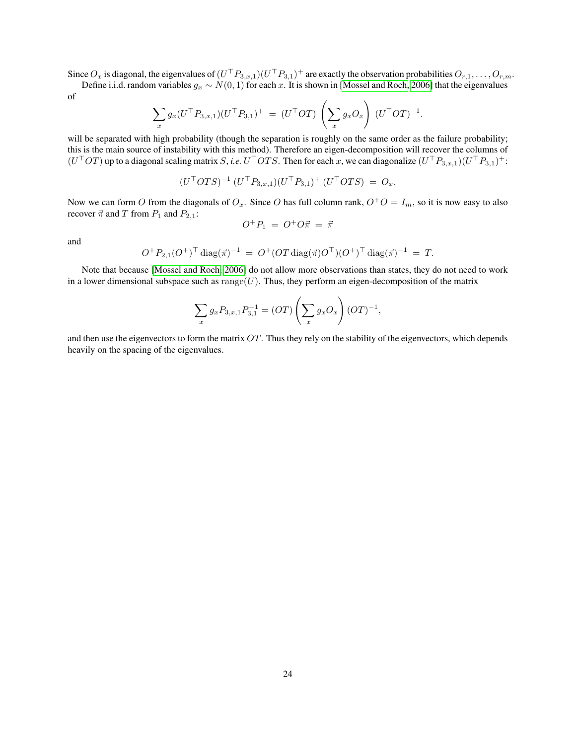Since $O_x$ is diagonal, the eigenvalues of $(U^\top P_{3,x,1})(U^\top P_{3,1})^+$ are exactly the observation probabilities $O_{r,1}, \ldots, O_{r,m}$.

Define i.i.d. random variables $g_x \sim N(0,1)$ for each $x$. It is shown in [Mossel and Roch, 2006] that the eigenvalues of

$$\sum_x g_x (U^\top P_{3,x,1})(U^\top P_{3,1})^+ \;=\; (U^\top OT) \left( \sum_x g_x O_x \right) (U^\top OT)^{-1}.$$

will be separated with high probability (though the separation is roughly on the same order as the failure probability; this is the main source of instability with this method). Therefore an eigen-decomposition will recover the columns of $(U^\top OT)$ up to a diagonal scaling matrix $S$, *i.e.* $U^\top OTS$. Then for each $x$, we can diagonalize $(U^\top P_{3,x,1})(U^\top P_{3,1})^+$:

$$(U^\top OTS)^{-1} \, (U^\top P_{3,x,1})(U^\top P_{3,1})^+ \, (U^\top OTS) \;=\; O_x.$$

Now we can form $O$ from the diagonals of $O_x$. Since $O$ has full column rank, $O^+ O = I_m$, so it is now easy to also recover $\vec{\pi}$ and $T$ from $P_1$ and $P_{2,1}$:

$$O^+ P_1 \;=\; O^+ O \vec{\pi} \;=\; \vec{\pi}$$

and

$$O^+ P_{2,1} (O^+)^\top \operatorname{diag}(\vec{\pi})^{-1} \;=\; O^+ (OT \operatorname{diag}(\vec{\pi}) O^\top)(O^+)^\top \operatorname{diag}(\vec{\pi})^{-1} \;=\; T.$$

Note that because [Mossel and Roch, 2006] do not allow more observations than states, they do not need to work in a lower dimensional subspace such as $\operatorname{range}(U)$. Thus, they perform an eigen-decomposition of the matrix

$$\sum_x g_x P_{3,x,1} P_{3,1}^{-1} = (OT) \left( \sum_x g_x O_x \right) (OT)^{-1},$$

and then use the eigenvectors to form the matrix $OT$. Thus they rely on the stability of the eigenvectors, which depends heavily on the spacing of the eigenvalues.